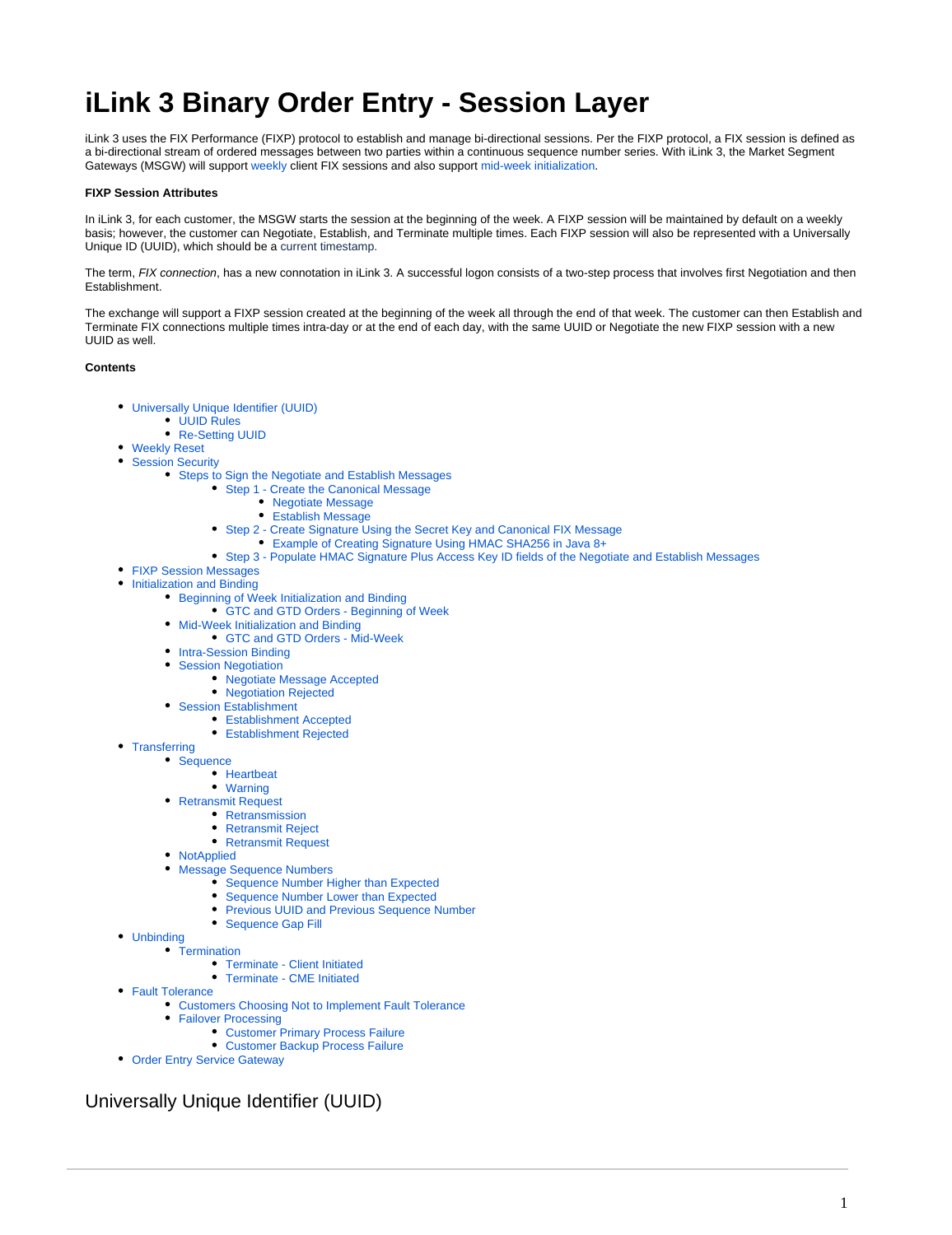# iLink 3 Binary Order Entry - Session Layer

iLink 3 uses the FIX Performance (FIXP) protocol to establish and manage bi-directional sessions. Per the FIXP protocol, a FIX session is defined as a bi-directional stream of ordered messages between two parties within a continuous sequence number series. With iLink 3, the Market Segment Gateways (MSGW) will support weekly client FIX sessions and also support mid-week initialization.

**FIXP Session Attributes**

In iLink 3, for each customer, the MSGW starts the session at the beginning of the week. A FIXP session will be maintained by default on a weekly basis; however, the customer can Negotiate, Establish, and Terminate multiple times. Each FIXP session will also be represented with a Universally Unique ID (UUID), which should be a current timestamp.

The term, *FIX connection*, has a new connotation in iLink 3. A successful logon consists of a two-step process that involves first Negotiation and then Establishment.

The exchange will support a FIXP session created at the beginning of the week all through the end of that week. The customer can then Establish and Terminate FIX connections multiple times intra-day or at the end of each day, with the same UUID or Negotiate the new FIXP session with a new UUID as well.

**Contents**

- Universally Unique Identifier (UUID)
  - UUID Rules
  - Re-Setting UUID
- Weekly Reset
- Session Security
  - Steps to Sign the Negotiate and Establish Messages
    - Step 1 - Create the Canonical Message
      - Negotiate Message
      - Establish Message
    - Step 2 - Create Signature Using the Secret Key and Canonical FIX Message
      - Example of Creating Signature Using HMAC SHA256 in Java 8+
    - Step 3 - Populate HMAC Signature Plus Access Key ID fields of the Negotiate and Establish Messages
- FIXP Session Messages
- Initialization and Binding
  - Beginning of Week Initialization and Binding
    - GTC and GTD Orders - Beginning of Week
  - Mid-Week Initialization and Binding
    - GTC and GTD Orders - Mid-Week
  - Intra-Session Binding
  - Session Negotiation
    - Negotiate Message Accepted
    - Negotiation Rejected
  - Session Establishment
    - Establishment Accepted
    - Establishment Rejected
- Transferring
  - Sequence
    - Heartbeat
    - Warning
  - Retransmit Request
    - Retransmission
    - Retransmit Reject
    - Retransmit Request
  - NotApplied
  - Message Sequence Numbers
    - Sequence Number Higher than Expected
    - Sequence Number Lower than Expected
    - Previous UUID and Previous Sequence Number
    - Sequence Gap Fill
- Unbinding
  - Termination
    - Terminate - Client Initiated
    - Terminate - CME Initiated
- Fault Tolerance
  - Customers Choosing Not to Implement Fault Tolerance
  - Failover Processing
    - Customer Primary Process Failure
    - Customer Backup Process Failure
- Order Entry Service Gateway

## Universally Unique Identifier (UUID)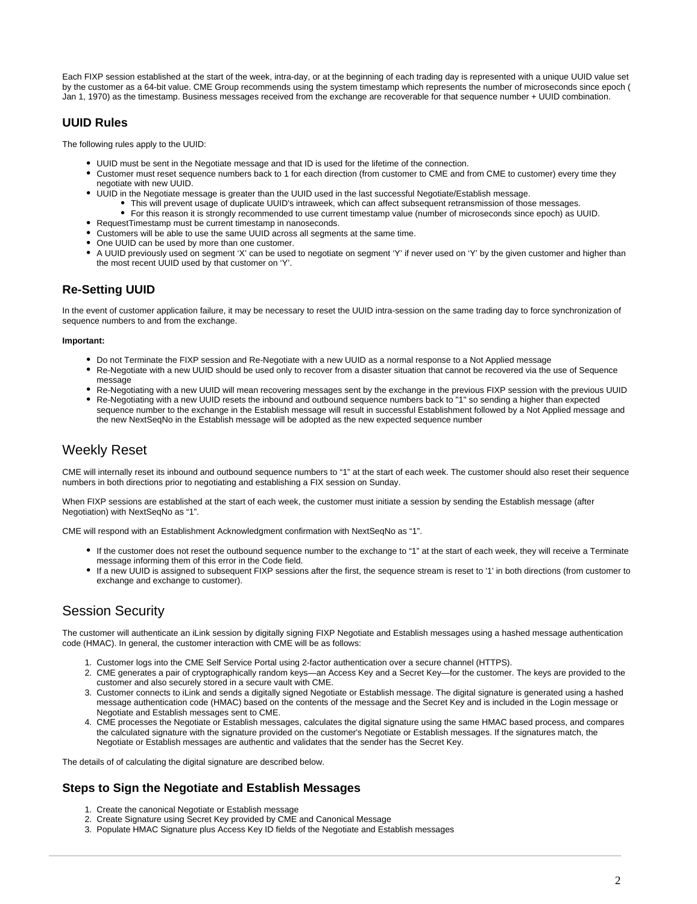Each FIXP session established at the start of the week, intra-day, or at the beginning of each trading day is represented with a unique UUID value set by the customer as a 64-bit value. CME Group recommends using the system timestamp which represents the number of microseconds since epoch ( Jan 1, 1970) as the timestamp. Business messages received from the exchange are recoverable for that sequence number + UUID combination.

### UUID Rules

The following rules apply to the UUID:

- UUID must be sent in the Negotiate message and that ID is used for the lifetime of the connection.
- Customer must reset sequence numbers back to 1 for each direction (from customer to CME and from CME to customer) every time they negotiate with new UUID.
- UUID in the Negotiate message is greater than the UUID used in the last successful Negotiate/Establish message.
  - This will prevent usage of duplicate UUID's intraweek, which can affect subsequent retransmission of those messages.
  - For this reason it is strongly recommended to use current timestamp value (number of microseconds since epoch) as UUID.
- RequestTimestamp must be current timestamp in nanoseconds.
- Customers will be able to use the same UUID across all segments at the same time.
- One UUID can be used by more than one customer.
- A UUID previously used on segment 'X' can be used to negotiate on segment 'Y' if never used on 'Y' by the given customer and higher than the most recent UUID used by that customer on 'Y'.

### Re-Setting UUID

In the event of customer application failure, it may be necessary to reset the UUID intra-session on the same trading day to force synchronization of sequence numbers to and from the exchange.

**Important:**

- Do not Terminate the FIXP session and Re-Negotiate with a new UUID as a normal response to a Not Applied message
- Re-Negotiate with a new UUID should be used only to recover from a disaster situation that cannot be recovered via the use of Sequence message
- Re-Negotiating with a new UUID will mean recovering messages sent by the exchange in the previous FIXP session with the previous UUID
- Re-Negotiating with a new UUID resets the inbound and outbound sequence numbers back to "1" so sending a higher than expected sequence number to the exchange in the Establish message will result in successful Establishment followed by a Not Applied message and the new NextSeqNo in the Establish message will be adopted as the new expected sequence number

## Weekly Reset

CME will internally reset its inbound and outbound sequence numbers to "1" at the start of each week. The customer should also reset their sequence numbers in both directions prior to negotiating and establishing a FIX session on Sunday.

When FIXP sessions are established at the start of each week, the customer must initiate a session by sending the Establish message (after Negotiation) with NextSeqNo as "1".

CME will respond with an Establishment Acknowledgment confirmation with NextSeqNo as "1".

- If the customer does not reset the outbound sequence number to the exchange to "1" at the start of each week, they will receive a Terminate message informing them of this error in the Code field.
- If a new UUID is assigned to subsequent FIXP sessions after the first, the sequence stream is reset to '1' in both directions (from customer to exchange and exchange to customer).

## Session Security

The customer will authenticate an iLink session by digitally signing FIXP Negotiate and Establish messages using a hashed message authentication code (HMAC). In general, the customer interaction with CME will be as follows:

1. Customer logs into the CME Self Service Portal using 2-factor authentication over a secure channel (HTTPS).
2. CME generates a pair of cryptographically random keys—an Access Key and a Secret Key—for the customer. The keys are provided to the customer and also securely stored in a secure vault with CME.
3. Customer connects to iLink and sends a digitally signed Negotiate or Establish message. The digital signature is generated using a hashed message authentication code (HMAC) based on the contents of the message and the Secret Key and is included in the Login message or Negotiate and Establish messages sent to CME.
4. CME processes the Negotiate or Establish messages, calculates the digital signature using the same HMAC based process, and compares the calculated signature with the signature provided on the customer's Negotiate or Establish messages. If the signatures match, the Negotiate or Establish messages are authentic and validates that the sender has the Secret Key.

The details of of calculating the digital signature are described below.

### Steps to Sign the Negotiate and Establish Messages

1. Create the canonical Negotiate or Establish message
2. Create Signature using Secret Key provided by CME and Canonical Message
3. Populate HMAC Signature plus Access Key ID fields of the Negotiate and Establish messages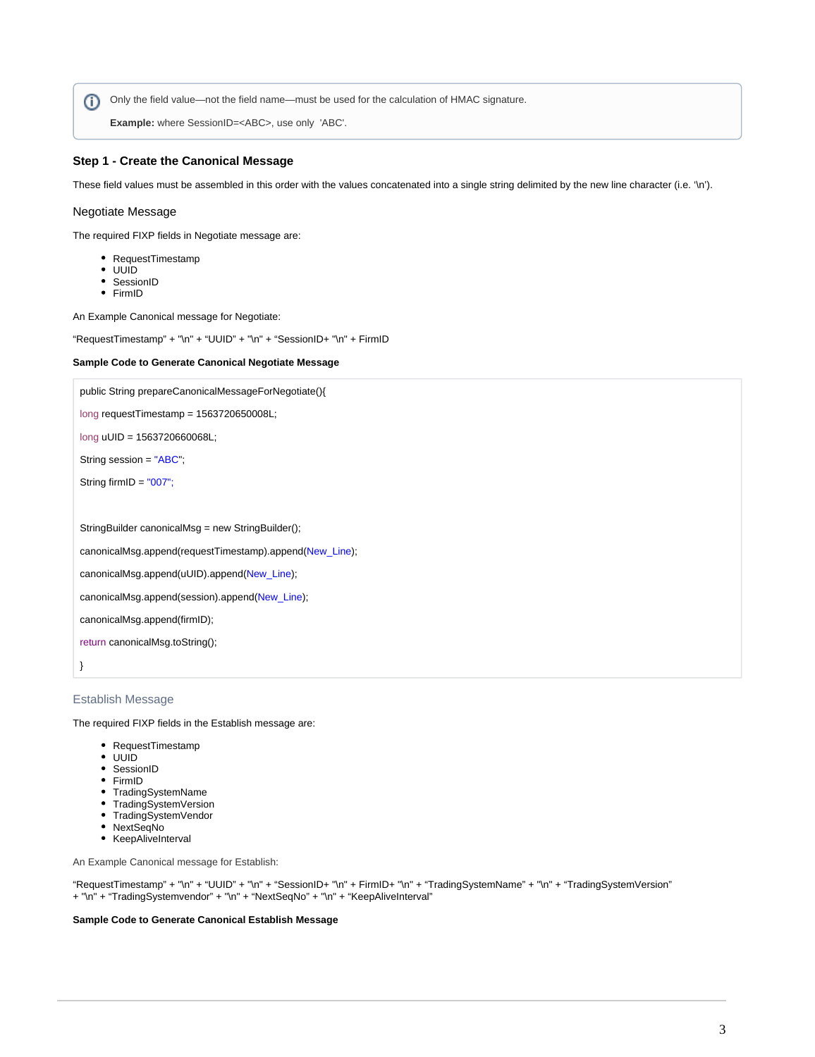> Only the field value—not the field name—must be used for the calculation of HMAC signature.
>
> **Example:** where SessionID=<ABC>, use only 'ABC'.

### Step 1 - Create the Canonical Message

These field values must be assembled in this order with the values concatenated into a single string delimited by the new line character (i.e. '\n').

#### Negotiate Message

The required FIXP fields in Negotiate message are:

- RequestTimestamp
- UUID
- SessionID
- FirmID

An Example Canonical message for Negotiate:

"RequestTimestamp" + "\n" + "UUID" + "\n" + "SessionID+ "\n" + FirmID

**Sample Code to Generate Canonical Negotiate Message**

```
public String prepareCanonicalMessageForNegotiate(){

long requestTimestamp = 1563720650008L;

long uUID = 1563720660068L;

String session = "ABC";

String firmID = "007";


StringBuilder canonicalMsg = new StringBuilder();

canonicalMsg.append(requestTimestamp).append(New_Line);

canonicalMsg.append(uUID).append(New_Line);

canonicalMsg.append(session).append(New_Line);

canonicalMsg.append(firmID);

return canonicalMsg.toString();

}
```

#### Establish Message

The required FIXP fields in the Establish message are:

- RequestTimestamp
- UUID
- SessionID
- FirmID
- TradingSystemName
- TradingSystemVersion
- TradingSystemVendor
- NextSeqNo
- KeepAliveInterval

An Example Canonical message for Establish:

"RequestTimestamp" + "\n" + "UUID" + "\n" + "SessionID+ "\n" + FirmID+ "\n" + "TradingSystemName" + "\n" + "TradingSystemVersion" + "\n" + "TradingSystemvendor" + "\n" + "NextSeqNo" + "\n" + "KeepAliveInterval"

**Sample Code to Generate Canonical Establish Message**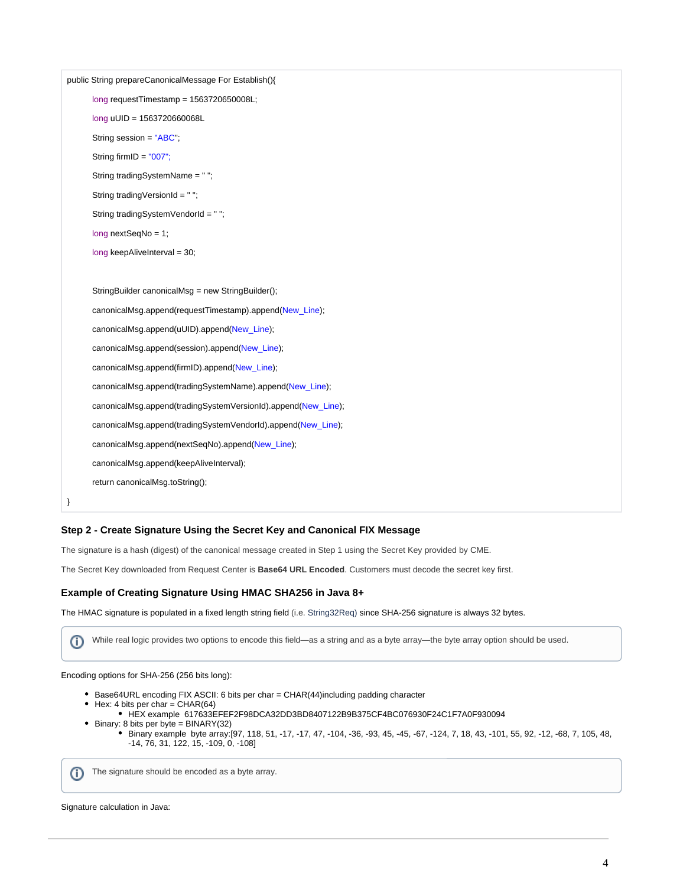```
public String prepareCanonicalMessage For Establish(){

        long requestTimestamp = 1563720650008L;

        long uUID = 1563720660068L

        String session = "ABC";

        String firmID = "007";

        String tradingSystemName = " ";

        String tradingVersionId = " ";

        String tradingSystemVendorId = " ";

        long nextSeqNo = 1;

        long keepAliveInterval = 30;


        StringBuilder canonicalMsg = new StringBuilder();

        canonicalMsg.append(requestTimestamp).append(New_Line);

        canonicalMsg.append(uUID).append(New_Line);

        canonicalMsg.append(session).append(New_Line);

        canonicalMsg.append(firmID).append(New_Line);

        canonicalMsg.append(tradingSystemName).append(New_Line);

        canonicalMsg.append(tradingSystemVersionId).append(New_Line);

        canonicalMsg.append(tradingSystemVendorId).append(New_Line);

        canonicalMsg.append(nextSeqNo).append(New_Line);

        canonicalMsg.append(keepAliveInterval);

        return canonicalMsg.toString();

}
```

### Step 2 - Create Signature Using the Secret Key and Canonical FIX Message

The signature is a hash (digest) of the canonical message created in Step 1 using the Secret Key provided by CME.

The Secret Key downloaded from Request Center is **Base64 URL Encoded**. Customers must decode the secret key first.

### Example of Creating Signature Using HMAC SHA256 in Java 8+

The HMAC signature is populated in a fixed length string field (i.e. String32Req) since SHA-256 signature is always 32 bytes.

> ⓘ While real logic provides two options to encode this field—as a string and as a byte array—the byte array option should be used.

Encoding options for SHA-256 (256 bits long):

- Base64URL encoding FIX ASCII: 6 bits per char = CHAR(44)including padding character
- Hex: 4 bits per char = CHAR(64)
  - HEX example 617633EFEF2F98DCA32DD3BD8407122B9B375CF4BC076930F24C1F7A0F930094
- Binary: 8 bits per byte = BINARY(32)
  - Binary example byte array:[97, 118, 51, -17, -17, 47, -104, -36, -93, 45, -45, -67, -124, 7, 18, 43, -101, 55, 92, -12, -68, 7, 105, 48, -14, 76, 31, 122, 15, -109, 0, -108]

> ⓘ The signature should be encoded as a byte array.

Signature calculation in Java: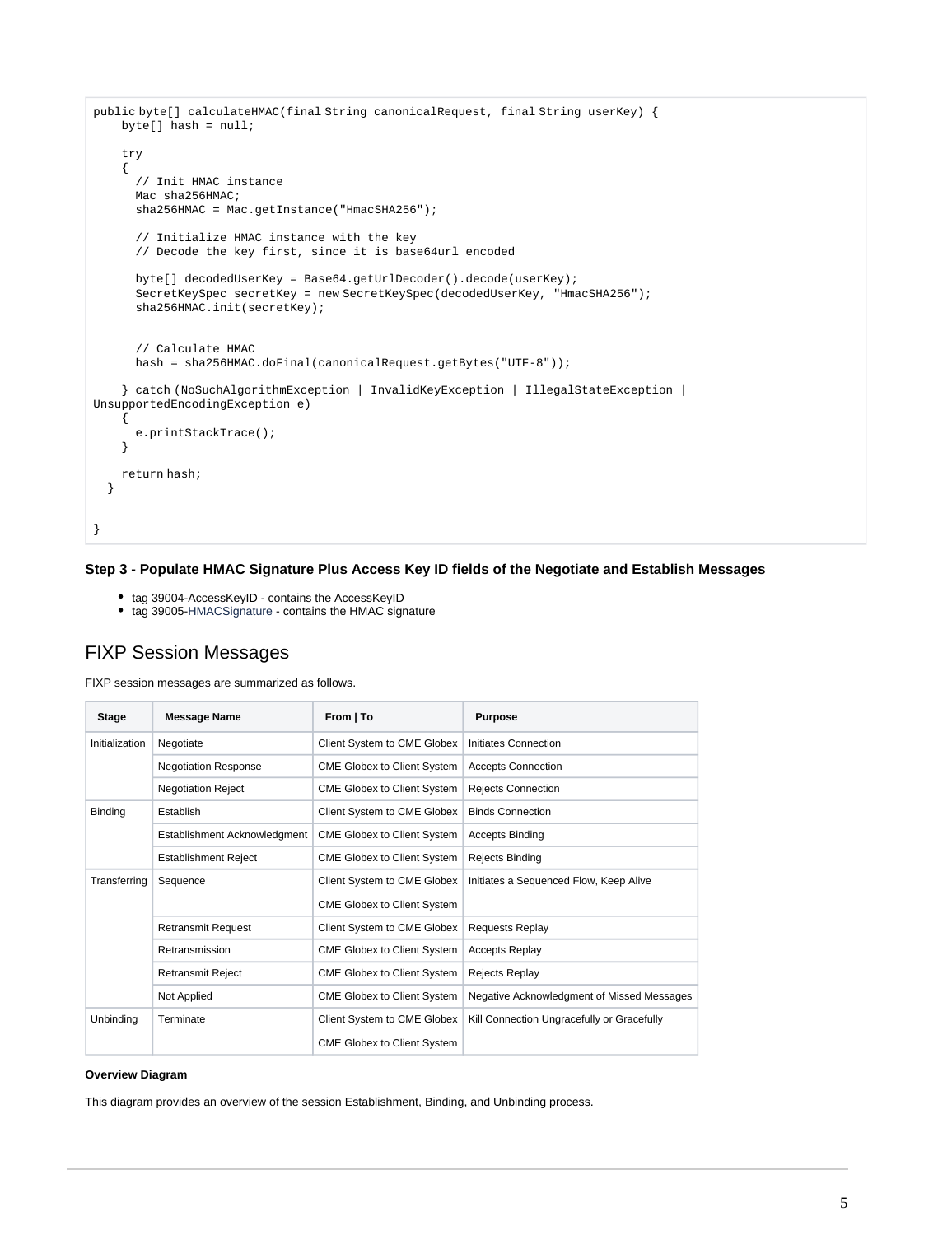```
public byte[] calculateHMAC(final String canonicalRequest, final String userKey) {
    byte[] hash = null;

    try
    {
      // Init HMAC instance
      Mac sha256HMAC;
      sha256HMAC = Mac.getInstance("HmacSHA256");

      // Initialize HMAC instance with the key
      // Decode the key first, since it is base64url encoded

      byte[] decodedUserKey = Base64.getUrlDecoder().decode(userKey);
      SecretKeySpec secretKey = new SecretKeySpec(decodedUserKey, "HmacSHA256");
      sha256HMAC.init(secretKey);


      // Calculate HMAC
      hash = sha256HMAC.doFinal(canonicalRequest.getBytes("UTF-8"));

    } catch (NoSuchAlgorithmException | InvalidKeyException | IllegalStateException |
UnsupportedEncodingException e)
    {
      e.printStackTrace();
    }

    return hash;
  }


}
```

#### Step 3 - Populate HMAC Signature Plus Access Key ID fields of the Negotiate and Establish Messages

- tag 39004-AccessKeyID - contains the AccessKeyID
- tag 39005-HMACSignature - contains the HMAC signature

## FIXP Session Messages

FIXP session messages are summarized as follows.

| Stage | Message Name | From \| To | Purpose |
|---|---|---|---|
| Initialization | Negotiate | Client System to CME Globex | Initiates Connection |
| | Negotiation Response | CME Globex to Client System | Accepts Connection |
| | Negotiation Reject | CME Globex to Client System | Rejects Connection |
| Binding | Establish | Client System to CME Globex | Binds Connection |
| | Establishment Acknowledgment | CME Globex to Client System | Accepts Binding |
| | Establishment Reject | CME Globex to Client System | Rejects Binding |
| Transferring | Sequence | Client System to CME Globex<br>CME Globex to Client System | Initiates a Sequenced Flow, Keep Alive |
| | Retransmit Request | Client System to CME Globex | Requests Replay |
| | Retransmission | CME Globex to Client System | Accepts Replay |
| | Retransmit Reject | CME Globex to Client System | Rejects Replay |
| | Not Applied | CME Globex to Client System | Negative Acknowledgment of Missed Messages |
| Unbinding | Terminate | Client System to CME Globex<br>CME Globex to Client System | Kill Connection Ungracefully or Gracefully |

**Overview Diagram**

This diagram provides an overview of the session Establishment, Binding, and Unbinding process.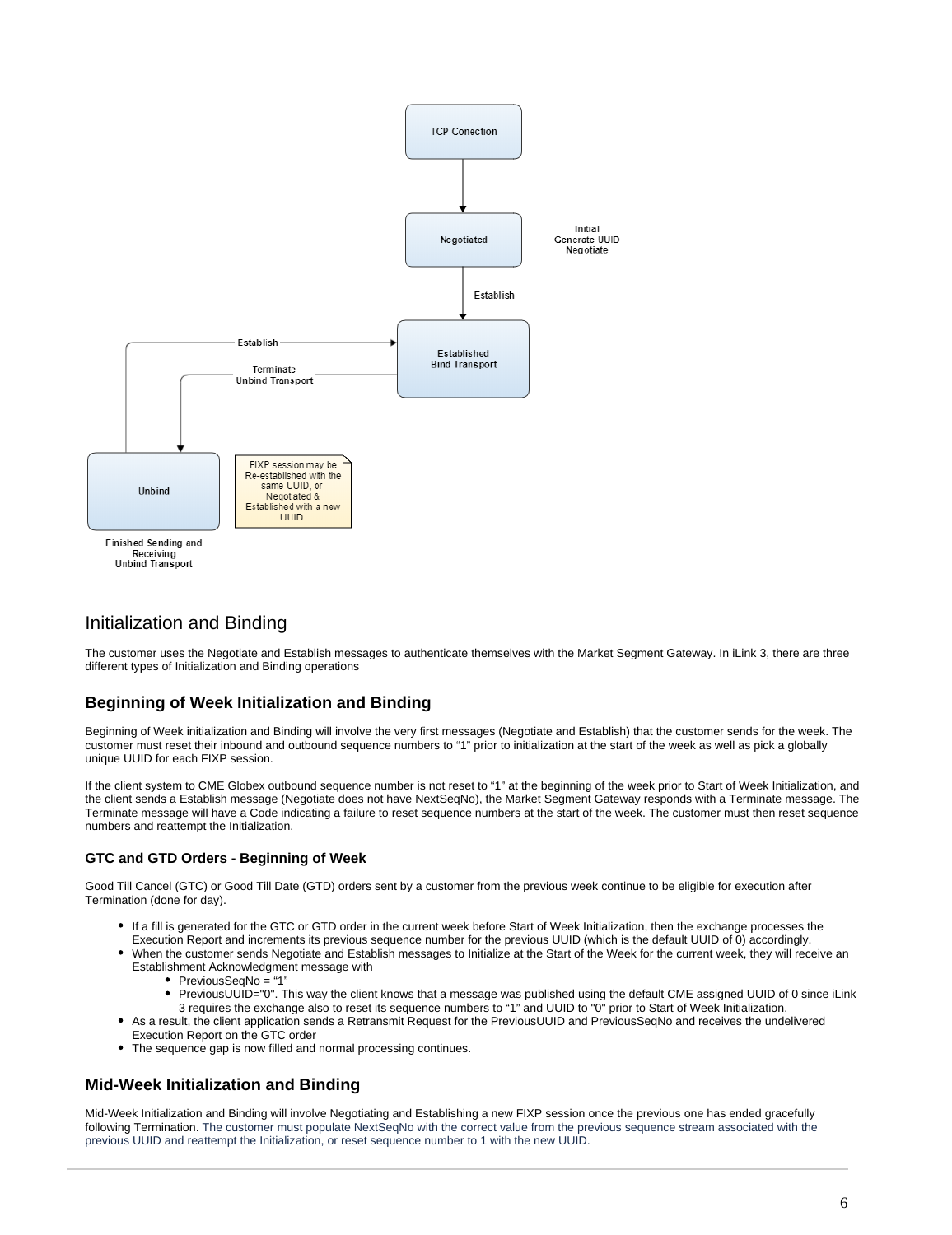## Initialization and Binding

The customer uses the Negotiate and Establish messages to authenticate themselves with the Market Segment Gateway. In iLink 3, there are three different types of Initialization and Binding operations

### Beginning of Week Initialization and Binding

Beginning of Week initialization and Binding will involve the very first messages (Negotiate and Establish) that the customer sends for the week. The customer must reset their inbound and outbound sequence numbers to "1" prior to initialization at the start of the week as well as pick a globally unique UUID for each FIXP session.

If the client system to CME Globex outbound sequence number is not reset to "1" at the beginning of the week prior to Start of Week Initialization, and the client sends a Establish message (Negotiate does not have NextSeqNo), the Market Segment Gateway responds with a Terminate message. The Terminate message will have a Code indicating a failure to reset sequence numbers at the start of the week. The customer must then reset sequence numbers and reattempt the Initialization.

#### GTC and GTD Orders - Beginning of Week

Good Till Cancel (GTC) or Good Till Date (GTD) orders sent by a customer from the previous week continue to be eligible for execution after Termination (done for day).

- If a fill is generated for the GTC or GTD order in the current week before Start of Week Initialization, then the exchange processes the Execution Report and increments its previous sequence number for the previous UUID (which is the default UUID of 0) accordingly.
- When the customer sends Negotiate and Establish messages to Initialize at the Start of the Week for the current week, they will receive an Establishment Acknowledgment message with
  - PreviousSeqNo = "1"
  - PreviousUUID="0". This way the client knows that a message was published using the default CME assigned UUID of 0 since iLink 3 requires the exchange also to reset its sequence numbers to "1" and UUID to "0" prior to Start of Week Initialization.
- As a result, the client application sends a Retransmit Request for the PreviousUUID and PreviousSeqNo and receives the undelivered Execution Report on the GTC order
- The sequence gap is now filled and normal processing continues.

### Mid-Week Initialization and Binding

Mid-Week Initialization and Binding will involve Negotiating and Establishing a new FIXP session once the previous one has ended gracefully following Termination. The customer must populate NextSeqNo with the correct value from the previous sequence stream associated with the previous UUID and reattempt the Initialization, or reset sequence number to 1 with the new UUID.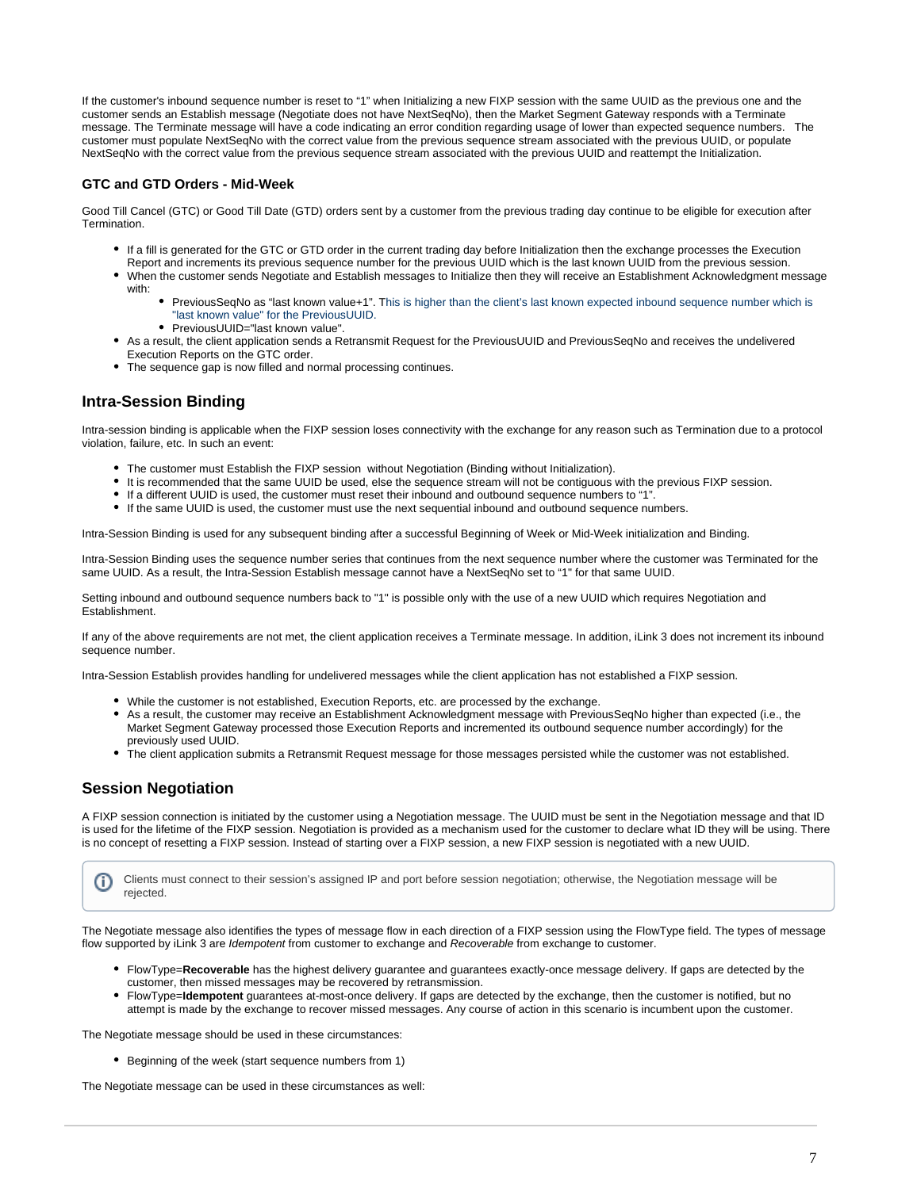If the customer's inbound sequence number is reset to “1” when Initializing a new FIXP session with the same UUID as the previous one and the customer sends an Establish message (Negotiate does not have NextSeqNo), then the Market Segment Gateway responds with a Terminate message. The Terminate message will have a code indicating an error condition regarding usage of lower than expected sequence numbers.   The customer must populate NextSeqNo with the correct value from the previous sequence stream associated with the previous UUID, or populate NextSeqNo with the correct value from the previous sequence stream associated with the previous UUID and reattempt the Initialization.

### GTC and GTD Orders - Mid-Week

Good Till Cancel (GTC) or Good Till Date (GTD) orders sent by a customer from the previous trading day continue to be eligible for execution after Termination.

- If a fill is generated for the GTC or GTD order in the current trading day before Initialization then the exchange processes the Execution Report and increments its previous sequence number for the previous UUID which is the last known UUID from the previous session.
- When the customer sends Negotiate and Establish messages to Initialize then they will receive an Establishment Acknowledgment message with:
    - PreviousSeqNo as “last known value+1”. This is higher than the client's last known expected inbound sequence number which is "last known value" for the PreviousUUID.
    - PreviousUUID="last known value".
- As a result, the client application sends a Retransmit Request for the PreviousUUID and PreviousSeqNo and receives the undelivered Execution Reports on the GTC order.
- The sequence gap is now filled and normal processing continues.

## Intra-Session Binding

Intra-session binding is applicable when the FIXP session loses connectivity with the exchange for any reason such as Termination due to a protocol violation, failure, etc. In such an event:

- The customer must Establish the FIXP session  without Negotiation (Binding without Initialization).
- It is recommended that the same UUID be used, else the sequence stream will not be contiguous with the previous FIXP session.
- If a different UUID is used, the customer must reset their inbound and outbound sequence numbers to “1”.
- If the same UUID is used, the customer must use the next sequential inbound and outbound sequence numbers.

Intra-Session Binding is used for any subsequent binding after a successful Beginning of Week or Mid-Week initialization and Binding.

Intra-Session Binding uses the sequence number series that continues from the next sequence number where the customer was Terminated for the same UUID. As a result, the Intra-Session Establish message cannot have a NextSeqNo set to “1" for that same UUID.

Setting inbound and outbound sequence numbers back to "1" is possible only with the use of a new UUID which requires Negotiation and Establishment.

If any of the above requirements are not met, the client application receives a Terminate message. In addition, iLink 3 does not increment its inbound sequence number.

Intra-Session Establish provides handling for undelivered messages while the client application has not established a FIXP session.

- While the customer is not established, Execution Reports, etc. are processed by the exchange.
- As a result, the customer may receive an Establishment Acknowledgment message with PreviousSeqNo higher than expected (i.e., the Market Segment Gateway processed those Execution Reports and incremented its outbound sequence number accordingly) for the previously used UUID.
- The client application submits a Retransmit Request message for those messages persisted while the customer was not established.

## Session Negotiation

A FIXP session connection is initiated by the customer using a Negotiation message. The UUID must be sent in the Negotiation message and that ID is used for the lifetime of the FIXP session. Negotiation is provided as a mechanism used for the customer to declare what ID they will be using. There is no concept of resetting a FIXP session. Instead of starting over a FIXP session, a new FIXP session is negotiated with a new UUID.

> Clients must connect to their session's assigned IP and port before session negotiation; otherwise, the Negotiation message will be rejected.

The Negotiate message also identifies the types of message flow in each direction of a FIXP session using the FlowType field. The types of message flow supported by iLink 3 are *Idempotent* from customer to exchange and *Recoverable* from exchange to customer.

- FlowType=**Recoverable** has the highest delivery guarantee and guarantees exactly-once message delivery. If gaps are detected by the customer, then missed messages may be recovered by retransmission.
- FlowType=**Idempotent** guarantees at-most-once delivery. If gaps are detected by the exchange, then the customer is notified, but no attempt is made by the exchange to recover missed messages. Any course of action in this scenario is incumbent upon the customer.

The Negotiate message should be used in these circumstances:

- Beginning of the week (start sequence numbers from 1)

The Negotiate message can be used in these circumstances as well: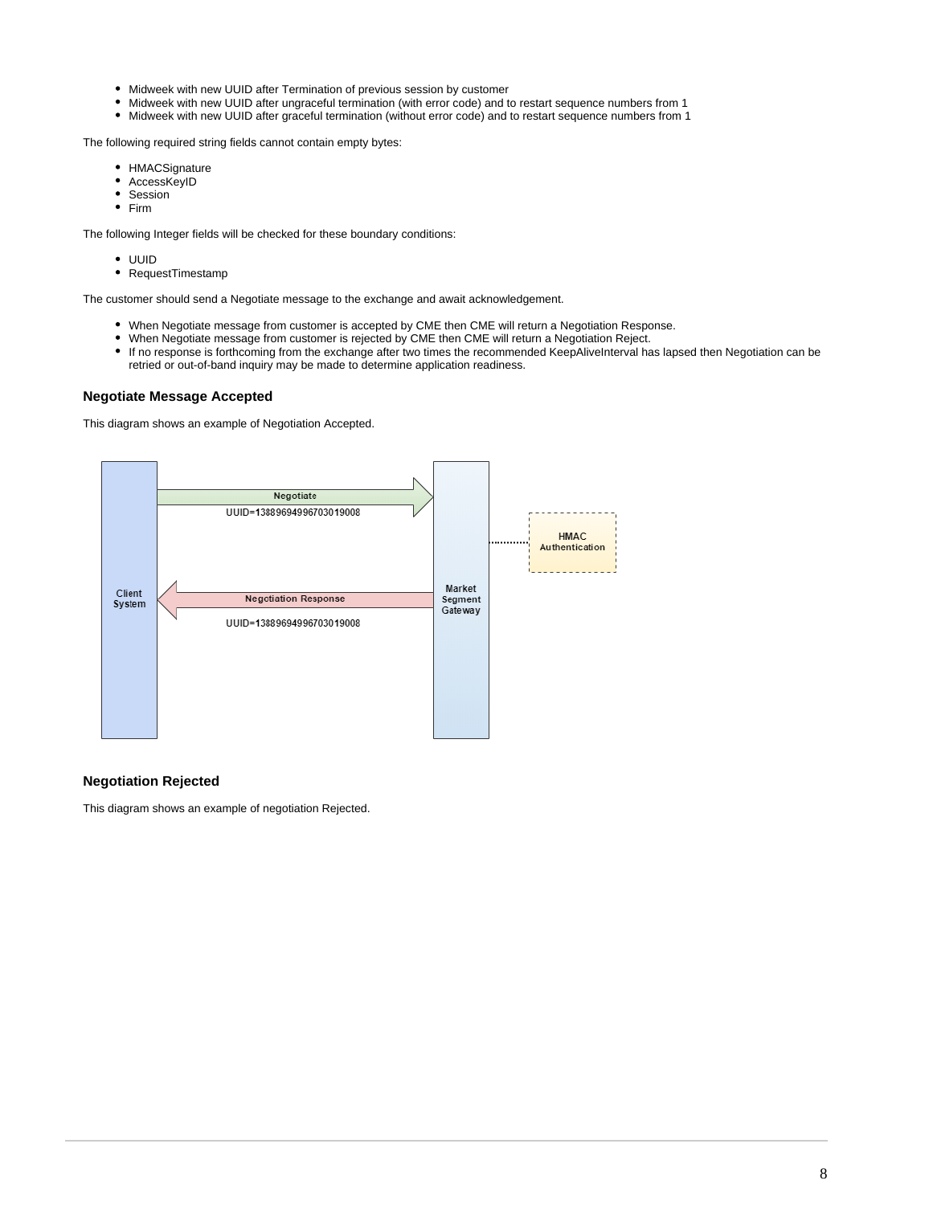- Midweek with new UUID after Termination of previous session by customer
- Midweek with new UUID after ungraceful termination (with error code) and to restart sequence numbers from 1
- Midweek with new UUID after graceful termination (without error code) and to restart sequence numbers from 1

The following required string fields cannot contain empty bytes:

- HMACSignature
- AccessKeyID
- Session
- Firm

The following Integer fields will be checked for these boundary conditions:

- UUID
- RequestTimestamp

The customer should send a Negotiate message to the exchange and await acknowledgement.

- When Negotiate message from customer is accepted by CME then CME will return a Negotiation Response.
- When Negotiate message from customer is rejected by CME then CME will return a Negotiation Reject.
- If no response is forthcoming from the exchange after two times the recommended KeepAliveInterval has lapsed then Negotiation can be retried or out-of-band inquiry may be made to determine application readiness.

### Negotiate Message Accepted

This diagram shows an example of Negotiation Accepted.

### Negotiation Rejected

This diagram shows an example of negotiation Rejected.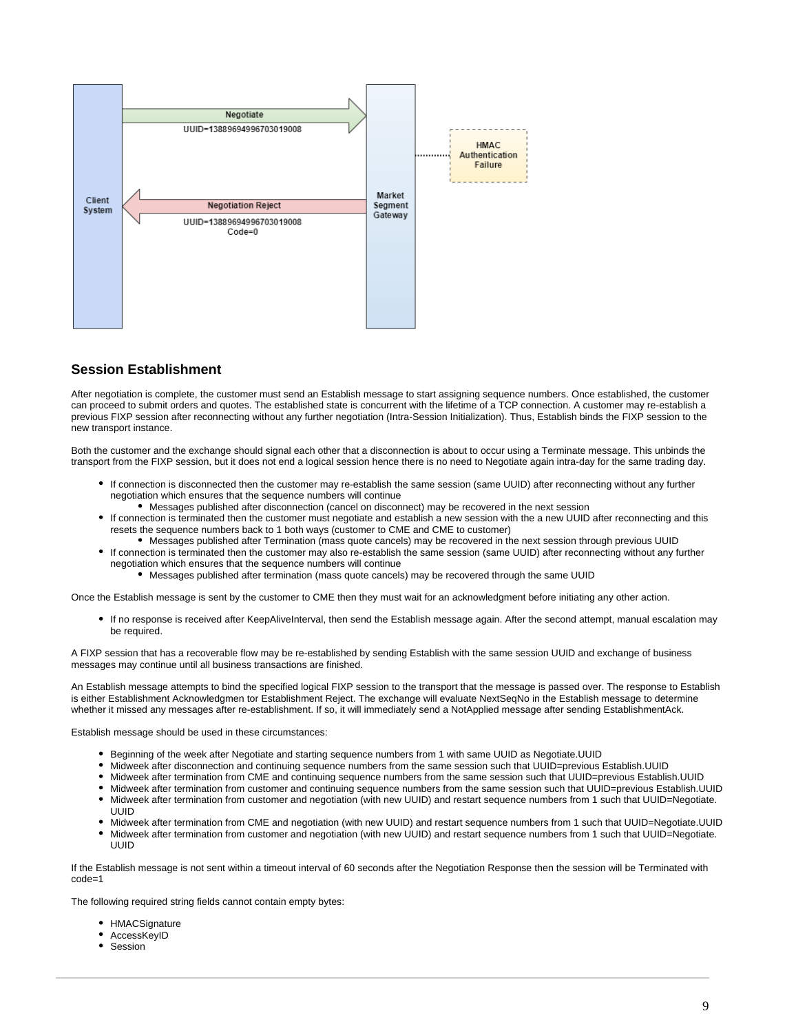## Session Establishment

After negotiation is complete, the customer must send an Establish message to start assigning sequence numbers. Once established, the customer can proceed to submit orders and quotes. The established state is concurrent with the lifetime of a TCP connection. A customer may re-establish a previous FIXP session after reconnecting without any further negotiation (Intra-Session Initialization). Thus, Establish binds the FIXP session to the new transport instance.

Both the customer and the exchange should signal each other that a disconnection is about to occur using a Terminate message. This unbinds the transport from the FIXP session, but it does not end a logical session hence there is no need to Negotiate again intra-day for the same trading day.

- If connection is disconnected then the customer may re-establish the same session (same UUID) after reconnecting without any further negotiation which ensures that the sequence numbers will continue
  - Messages published after disconnection (cancel on disconnect) may be recovered in the next session
- If connection is terminated then the customer must negotiate and establish a new session with the a new UUID after reconnecting and this resets the sequence numbers back to 1 both ways (customer to CME and CME to customer)
  - Messages published after Termination (mass quote cancels) may be recovered in the next session through previous UUID
- If connection is terminated then the customer may also re-establish the same session (same UUID) after reconnecting without any further negotiation which ensures that the sequence numbers will continue
  - Messages published after termination (mass quote cancels) may be recovered through the same UUID

Once the Establish message is sent by the customer to CME then they must wait for an acknowledgment before initiating any other action.

- If no response is received after KeepAliveInterval, then send the Establish message again. After the second attempt, manual escalation may be required.

A FIXP session that has a recoverable flow may be re-established by sending Establish with the same session UUID and exchange of business messages may continue until all business transactions are finished.

An Establish message attempts to bind the specified logical FIXP session to the transport that the message is passed over. The response to Establish is either Establishment Acknowledgmen tor Establishment Reject. The exchange will evaluate NextSeqNo in the Establish message to determine whether it missed any messages after re-establishment. If so, it will immediately send a NotApplied message after sending EstablishmentAck.

Establish message should be used in these circumstances:

- Beginning of the week after Negotiate and starting sequence numbers from 1 with same UUID as Negotiate.UUID
- Midweek after disconnection and continuing sequence numbers from the same session such that UUID=previous Establish.UUID
- Midweek after termination from CME and continuing sequence numbers from the same session such that UUID=previous Establish.UUID
- Midweek after termination from customer and continuing sequence numbers from the same session such that UUID=previous Establish.UUID
- Midweek after termination from customer and negotiation (with new UUID) and restart sequence numbers from 1 such that UUID=Negotiate.UUID
- Midweek after termination from CME and negotiation (with new UUID) and restart sequence numbers from 1 such that UUID=Negotiate.UUID
- Midweek after termination from customer and negotiation (with new UUID) and restart sequence numbers from 1 such that UUID=Negotiate.UUID

If the Establish message is not sent within a timeout interval of 60 seconds after the Negotiation Response then the session will be Terminated with code=1

The following required string fields cannot contain empty bytes:

- HMACSignature
- AccessKeyID
- Session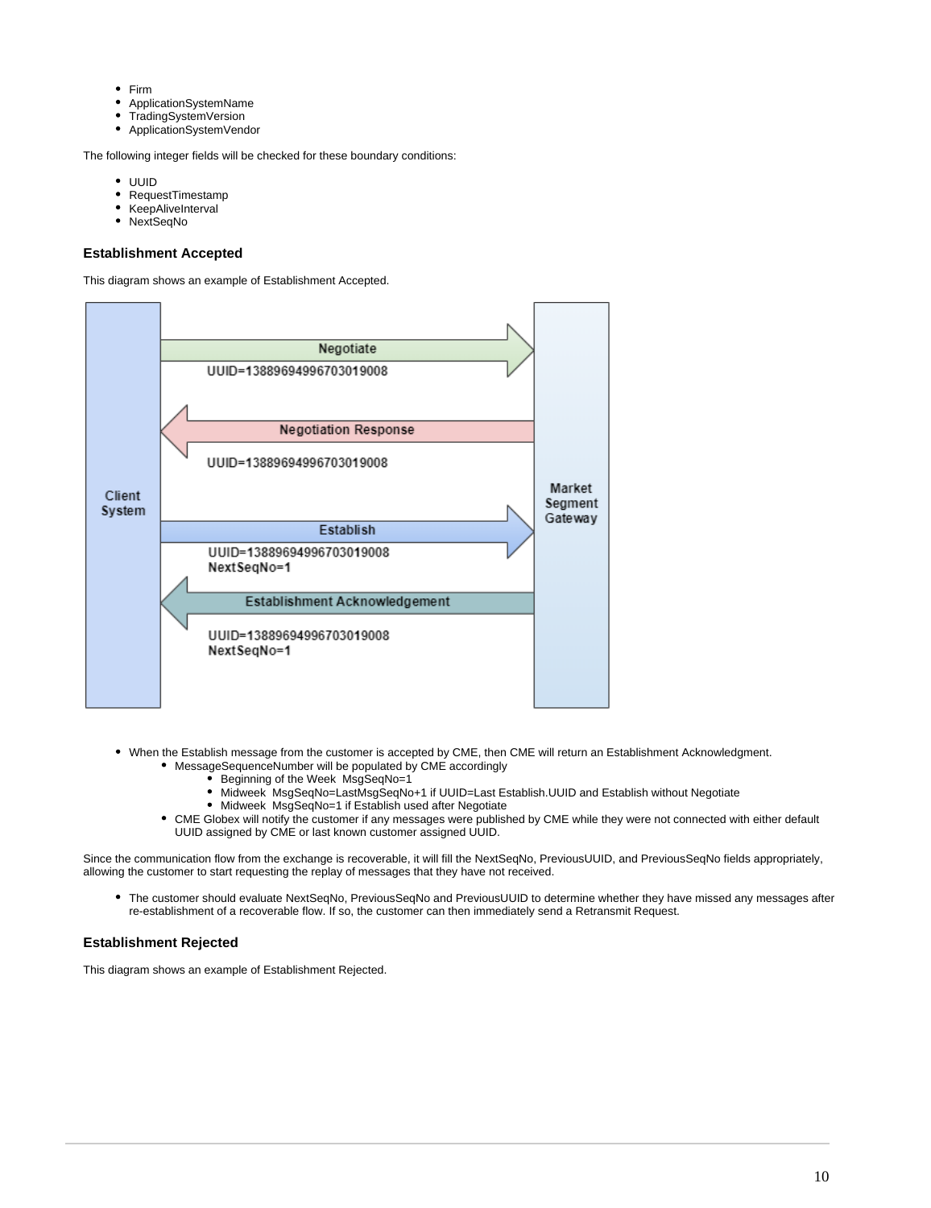- Firm
- ApplicationSystemName
- TradingSystemVersion
- ApplicationSystemVendor

The following integer fields will be checked for these boundary conditions:

- UUID
- RequestTimestamp
- KeepAliveInterval
- NextSeqNo

### Establishment Accepted

This diagram shows an example of Establishment Accepted.

- When the Establish message from the customer is accepted by CME, then CME will return an Establishment Acknowledgment.
  - MessageSequenceNumber will be populated by CME accordingly
    - Beginning of the Week MsgSeqNo=1
    - Midweek MsgSeqNo=LastMsgSeqNo+1 if UUID=Last Establish.UUID and Establish without Negotiate
    - Midweek MsgSeqNo=1 if Establish used after Negotiate
  - CME Globex will notify the customer if any messages were published by CME while they were not connected with either default UUID assigned by CME or last known customer assigned UUID.

Since the communication flow from the exchange is recoverable, it will fill the NextSeqNo, PreviousUUID, and PreviousSeqNo fields appropriately, allowing the customer to start requesting the replay of messages that they have not received.

- The customer should evaluate NextSeqNo, PreviousSeqNo and PreviousUUID to determine whether they have missed any messages after re-establishment of a recoverable flow. If so, the customer can then immediately send a Retransmit Request.

### Establishment Rejected

This diagram shows an example of Establishment Rejected.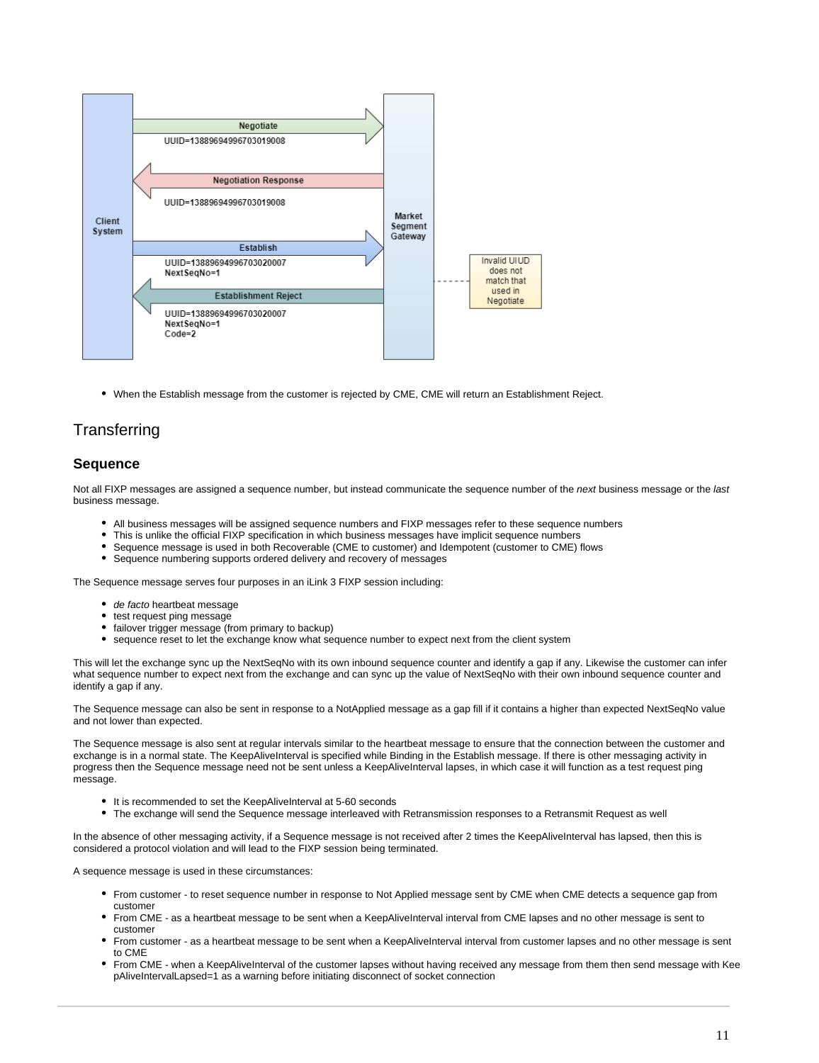- When the Establish message from the customer is rejected by CME, CME will return an Establishment Reject.

# Transferring

## Sequence

Not all FIXP messages are assigned a sequence number, but instead communicate the sequence number of the *next* business message or the *last* business message.

- All business messages will be assigned sequence numbers and FIXP messages refer to these sequence numbers
- This is unlike the official FIXP specification in which business messages have implicit sequence numbers
- Sequence message is used in both Recoverable (CME to customer) and Idempotent (customer to CME) flows
- Sequence numbering supports ordered delivery and recovery of messages

The Sequence message serves four purposes in an iLink 3 FIXP session including:

- *de facto* heartbeat message
- test request ping message
- failover trigger message (from primary to backup)
- sequence reset to let the exchange know what sequence number to expect next from the client system

This will let the exchange sync up the NextSeqNo with its own inbound sequence counter and identify a gap if any. Likewise the customer can infer what sequence number to expect next from the exchange and can sync up the value of NextSeqNo with their own inbound sequence counter and identify a gap if any.

The Sequence message can also be sent in response to a NotApplied message as a gap fill if it contains a higher than expected NextSeqNo value and not lower than expected.

The Sequence message is also sent at regular intervals similar to the heartbeat message to ensure that the connection between the customer and exchange is in a normal state. The KeepAliveInterval is specified while Binding in the Establish message. If there is other messaging activity in progress then the Sequence message need not be sent unless a KeepAliveInterval lapses, in which case it will function as a test request ping message.

- It is recommended to set the KeepAliveInterval at 5-60 seconds
- The exchange will send the Sequence message interleaved with Retransmission responses to a Retransmit Request as well

In the absence of other messaging activity, if a Sequence message is not received after 2 times the KeepAliveInterval has lapsed, then this is considered a protocol violation and will lead to the FIXP session being terminated.

A sequence message is used in these circumstances:

- From customer - to reset sequence number in response to Not Applied message sent by CME when CME detects a sequence gap from customer
- From CME - as a heartbeat message to be sent when a KeepAliveInterval interval from CME lapses and no other message is sent to customer
- From customer - as a heartbeat message to be sent when a KeepAliveInterval interval from customer lapses and no other message is sent to CME
- From CME - when a KeepAliveInterval of the customer lapses without having received any message from them then send message with KeepAliveIntervalLapsed=1 as a warning before initiating disconnect of socket connection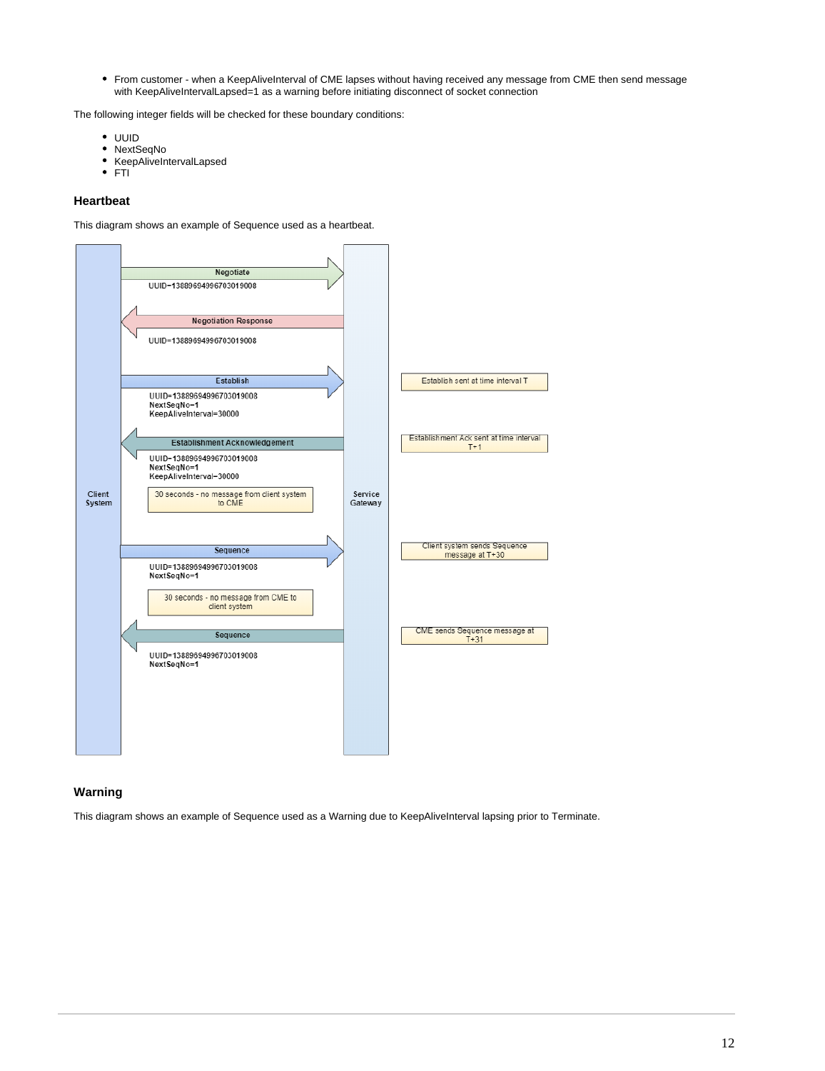- From customer - when a KeepAliveInterval of CME lapses without having received any message from CME then send message with KeepAliveIntervalLapsed=1 as a warning before initiating disconnect of socket connection

The following integer fields will be checked for these boundary conditions:

- UUID
- NextSeqNo
- KeepAliveIntervalLapsed
- FTI

### Heartbeat

This diagram shows an example of Sequence used as a heartbeat.

Client System | Service Gateway

- Negotiate (Client System → Service Gateway): UUID=13889694996703019008
- Negotiation Response (Service Gateway → Client System): UUID=13889694996703019008
- Establish (Client System → Service Gateway): UUID=13889694996703019008, NextSeqNo=1, KeepAliveInterval=30000 — Establish sent at time interval T
- Establishment Acknowledgement (Service Gateway → Client System): UUID=13889694996703019008, NextSeqNo=1, KeepAliveInterval=30000 — Establishment Ack sent at time interval T+1
- 30 seconds - no message from client system to CME
- Sequence (Client System → Service Gateway): UUID=13889694996703019008, NextSeqNo=1 — Client system sends Sequence message at T+30
- 30 seconds - no message from CME to client system
- Sequence (Service Gateway → Client System): UUID=13889694996703019008, NextSeqNo=1 — CME sends Sequence message at T+31

### Warning

This diagram shows an example of Sequence used as a Warning due to KeepAliveInterval lapsing prior to Terminate.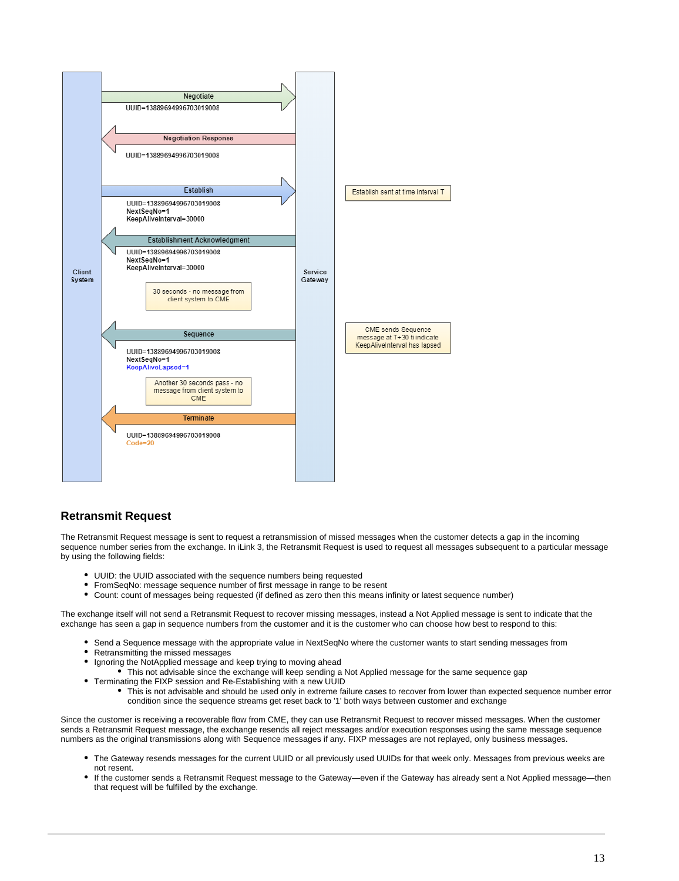Client System — Service Gateway

**Negotiate** (Client System → Service Gateway)
UUID=13889694996703019008

**Negotiation Response** (Service Gateway → Client System)
UUID=13889694996703019008

**Establish** (Client System → Service Gateway) — Establish sent at time interval T
UUID=13889694996703019008
NextSeqNo=1
KeepAliveInterval=30000

**Establishment Acknowledgment** (Service Gateway → Client System)
UUID=13889694996703019008
NextSeqNo=1
KeepAliveInterval=30000

30 seconds - no message from client system to CME

**Sequence** (Service Gateway → Client System) — CME sends Sequence message at T+30 ti indicate KeepAliveInterval has lapsed
UUID=13889694996703019008
NextSeqNo=1
KeepAliveLapsed=1

Another 30 seconds pass - no message from client system to CME

**Terminate** (Service Gateway → Client System)
UUID=13889694996703019008
Code=20

## Retransmit Request

The Retransmit Request message is sent to request a retransmission of missed messages when the customer detects a gap in the incoming sequence number series from the exchange. In iLink 3, the Retransmit Request is used to request all messages subsequent to a particular message by using the following fields:

- UUID: the UUID associated with the sequence numbers being requested
- FromSeqNo: message sequence number of first message in range to be resent
- Count: count of messages being requested (if defined as zero then this means infinity or latest sequence number)

The exchange itself will not send a Retransmit Request to recover missing messages, instead a Not Applied message is sent to indicate that the exchange has seen a gap in sequence numbers from the customer and it is the customer who can choose how best to respond to this:

- Send a Sequence message with the appropriate value in NextSeqNo where the customer wants to start sending messages from
- Retransmitting the missed messages
- Ignoring the NotApplied message and keep trying to moving ahead
  - This not advisable since the exchange will keep sending a Not Applied message for the same sequence gap
- Terminating the FIXP session and Re-Establishing with a new UUID
  - This is not advisable and should be used only in extreme failure cases to recover from lower than expected sequence number error condition since the sequence streams get reset back to '1' both ways between customer and exchange

Since the customer is receiving a recoverable flow from CME, they can use Retransmit Request to recover missed messages. When the customer sends a Retransmit Request message, the exchange resends all reject messages and/or execution responses using the same message sequence numbers as the original transmissions along with Sequence messages if any. FIXP messages are not replayed, only business messages.

- The Gateway resends messages for the current UUID or all previously used UUIDs for that week only. Messages from previous weeks are not resent.
- If the customer sends a Retransmit Request message to the Gateway—even if the Gateway has already sent a Not Applied message—then that request will be fulfilled by the exchange.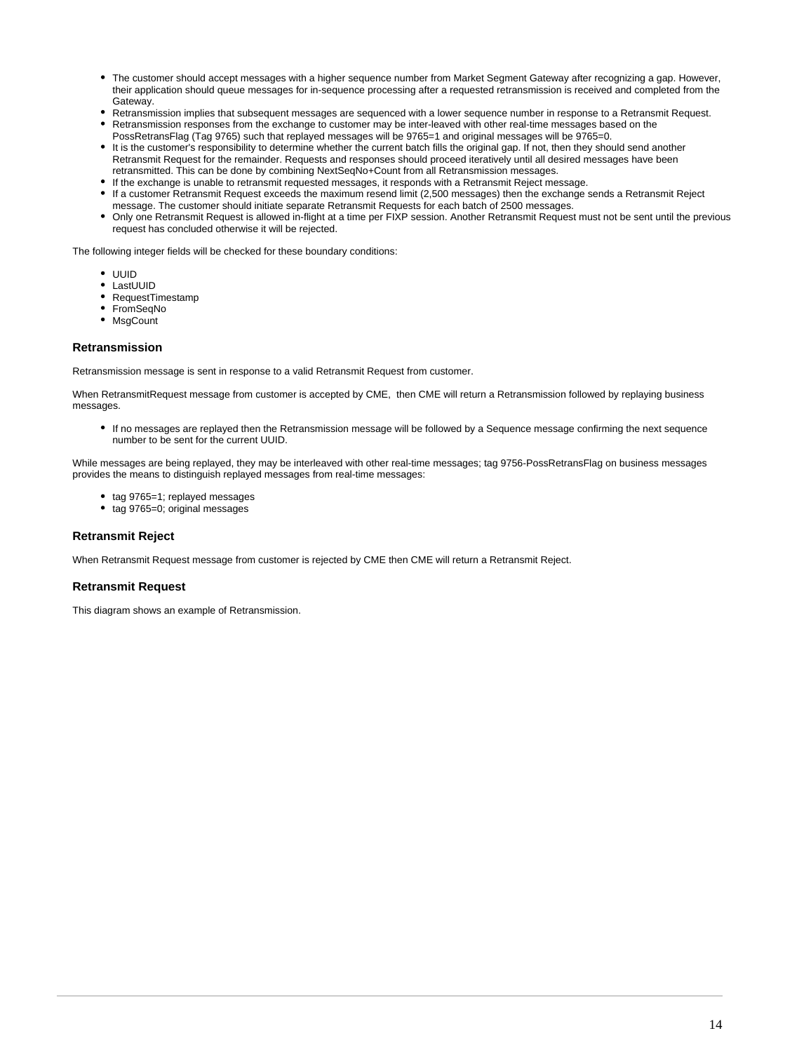- The customer should accept messages with a higher sequence number from Market Segment Gateway after recognizing a gap. However, their application should queue messages for in-sequence processing after a requested retransmission is received and completed from the Gateway.
- Retransmission implies that subsequent messages are sequenced with a lower sequence number in response to a Retransmit Request.
- Retransmission responses from the exchange to customer may be inter-leaved with other real-time messages based on the PossRetransFlag (Tag 9765) such that replayed messages will be 9765=1 and original messages will be 9765=0.
- It is the customer's responsibility to determine whether the current batch fills the original gap. If not, then they should send another Retransmit Request for the remainder. Requests and responses should proceed iteratively until all desired messages have been retransmitted. This can be done by combining NextSeqNo+Count from all Retransmission messages.
- If the exchange is unable to retransmit requested messages, it responds with a Retransmit Reject message.
- If a customer Retransmit Request exceeds the maximum resend limit (2,500 messages) then the exchange sends a Retransmit Reject message. The customer should initiate separate Retransmit Requests for each batch of 2500 messages.
- Only one Retransmit Request is allowed in-flight at a time per FIXP session. Another Retransmit Request must not be sent until the previous request has concluded otherwise it will be rejected.

The following integer fields will be checked for these boundary conditions:

- UUID
- LastUUID
- RequestTimestamp
- FromSeqNo
- MsgCount

### Retransmission

Retransmission message is sent in response to a valid Retransmit Request from customer.

When RetransmitRequest message from customer is accepted by CME, then CME will return a Retransmission followed by replaying business messages.

- If no messages are replayed then the Retransmission message will be followed by a Sequence message confirming the next sequence number to be sent for the current UUID.

While messages are being replayed, they may be interleaved with other real-time messages; tag 9756-PossRetransFlag on business messages provides the means to distinguish replayed messages from real-time messages:

- tag 9765=1; replayed messages
- tag 9765=0; original messages

### Retransmit Reject

When Retransmit Request message from customer is rejected by CME then CME will return a Retransmit Reject.

### Retransmit Request

This diagram shows an example of Retransmission.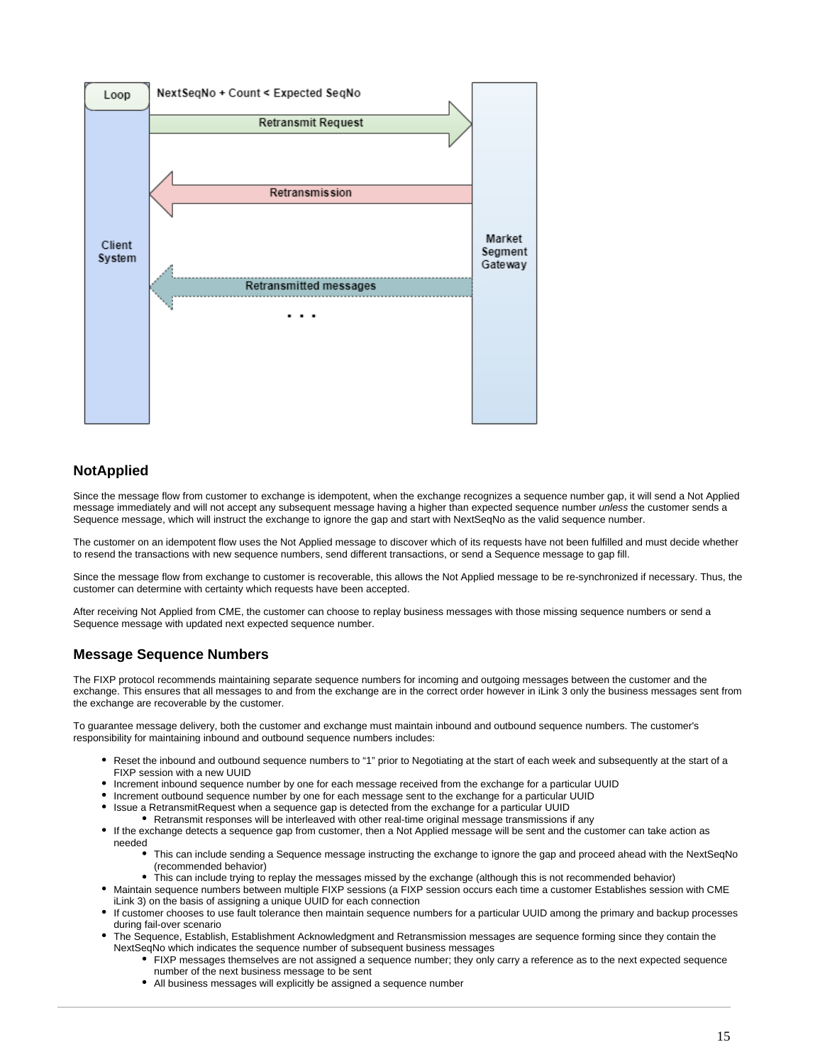## NotApplied

Since the message flow from customer to exchange is idempotent, when the exchange recognizes a sequence number gap, it will send a Not Applied message immediately and will not accept any subsequent message having a higher than expected sequence number *unless* the customer sends a Sequence message, which will instruct the exchange to ignore the gap and start with NextSeqNo as the valid sequence number.

The customer on an idempotent flow uses the Not Applied message to discover which of its requests have not been fulfilled and must decide whether to resend the transactions with new sequence numbers, send different transactions, or send a Sequence message to gap fill.

Since the message flow from exchange to customer is recoverable, this allows the Not Applied message to be re-synchronized if necessary. Thus, the customer can determine with certainty which requests have been accepted.

After receiving Not Applied from CME, the customer can choose to replay business messages with those missing sequence numbers or send a Sequence message with updated next expected sequence number.

## Message Sequence Numbers

The FIXP protocol recommends maintaining separate sequence numbers for incoming and outgoing messages between the customer and the exchange. This ensures that all messages to and from the exchange are in the correct order however in iLink 3 only the business messages sent from the exchange are recoverable by the customer.

To guarantee message delivery, both the customer and exchange must maintain inbound and outbound sequence numbers. The customer's responsibility for maintaining inbound and outbound sequence numbers includes:

- Reset the inbound and outbound sequence numbers to "1" prior to Negotiating at the start of each week and subsequently at the start of a FIXP session with a new UUID
- Increment inbound sequence number by one for each message received from the exchange for a particular UUID
- Increment outbound sequence number by one for each message sent to the exchange for a particular UUID
- Issue a RetransmitRequest when a sequence gap is detected from the exchange for a particular UUID
  - Retransmit responses will be interleaved with other real-time original message transmissions if any
- If the exchange detects a sequence gap from customer, then a Not Applied message will be sent and the customer can take action as needed
  - This can include sending a Sequence message instructing the exchange to ignore the gap and proceed ahead with the NextSeqNo (recommended behavior)
  - This can include trying to replay the messages missed by the exchange (although this is not recommended behavior)
- Maintain sequence numbers between multiple FIXP sessions (a FIXP session occurs each time a customer Establishes session with CME iLink 3) on the basis of assigning a unique UUID for each connection
- If customer chooses to use fault tolerance then maintain sequence numbers for a particular UUID among the primary and backup processes during fail-over scenario
- The Sequence, Establish, Establishment Acknowledgment and Retransmission messages are sequence forming since they contain the NextSeqNo which indicates the sequence number of subsequent business messages
  - FIXP messages themselves are not assigned a sequence number; they only carry a reference as to the next expected sequence number of the next business message to be sent
  - All business messages will explicitly be assigned a sequence number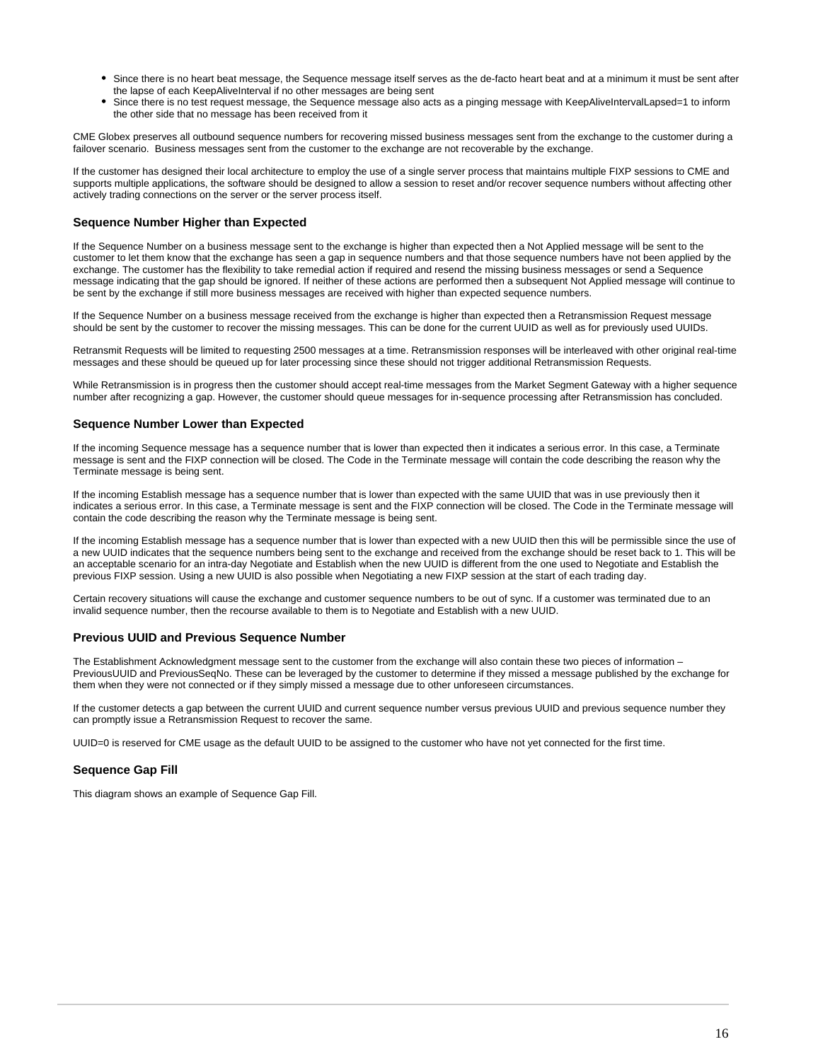- Since there is no heart beat message, the Sequence message itself serves as the de-facto heart beat and at a minimum it must be sent after the lapse of each KeepAliveInterval if no other messages are being sent
- Since there is no test request message, the Sequence message also acts as a pinging message with KeepAliveIntervalLapsed=1 to inform the other side that no message has been received from it

CME Globex preserves all outbound sequence numbers for recovering missed business messages sent from the exchange to the customer during a failover scenario.  Business messages sent from the customer to the exchange are not recoverable by the exchange.

If the customer has designed their local architecture to employ the use of a single server process that maintains multiple FIXP sessions to CME and supports multiple applications, the software should be designed to allow a session to reset and/or recover sequence numbers without affecting other actively trading connections on the server or the server process itself.

### Sequence Number Higher than Expected

If the Sequence Number on a business message sent to the exchange is higher than expected then a Not Applied message will be sent to the customer to let them know that the exchange has seen a gap in sequence numbers and that those sequence numbers have not been applied by the exchange. The customer has the flexibility to take remedial action if required and resend the missing business messages or send a Sequence message indicating that the gap should be ignored. If neither of these actions are performed then a subsequent Not Applied message will continue to be sent by the exchange if still more business messages are received with higher than expected sequence numbers.

If the Sequence Number on a business message received from the exchange is higher than expected then a Retransmission Request message should be sent by the customer to recover the missing messages. This can be done for the current UUID as well as for previously used UUIDs.

Retransmit Requests will be limited to requesting 2500 messages at a time. Retransmission responses will be interleaved with other original real-time messages and these should be queued up for later processing since these should not trigger additional Retransmission Requests.

While Retransmission is in progress then the customer should accept real-time messages from the Market Segment Gateway with a higher sequence number after recognizing a gap. However, the customer should queue messages for in-sequence processing after Retransmission has concluded.

### Sequence Number Lower than Expected

If the incoming Sequence message has a sequence number that is lower than expected then it indicates a serious error. In this case, a Terminate message is sent and the FIXP connection will be closed. The Code in the Terminate message will contain the code describing the reason why the Terminate message is being sent.

If the incoming Establish message has a sequence number that is lower than expected with the same UUID that was in use previously then it indicates a serious error. In this case, a Terminate message is sent and the FIXP connection will be closed. The Code in the Terminate message will contain the code describing the reason why the Terminate message is being sent.

If the incoming Establish message has a sequence number that is lower than expected with a new UUID then this will be permissible since the use of a new UUID indicates that the sequence numbers being sent to the exchange and received from the exchange should be reset back to 1. This will be an acceptable scenario for an intra-day Negotiate and Establish when the new UUID is different from the one used to Negotiate and Establish the previous FIXP session. Using a new UUID is also possible when Negotiating a new FIXP session at the start of each trading day.

Certain recovery situations will cause the exchange and customer sequence numbers to be out of sync. If a customer was terminated due to an invalid sequence number, then the recourse available to them is to Negotiate and Establish with a new UUID.

### Previous UUID and Previous Sequence Number

The Establishment Acknowledgment message sent to the customer from the exchange will also contain these two pieces of information – PreviousUUID and PreviousSeqNo. These can be leveraged by the customer to determine if they missed a message published by the exchange for them when they were not connected or if they simply missed a message due to other unforeseen circumstances.

If the customer detects a gap between the current UUID and current sequence number versus previous UUID and previous sequence number they can promptly issue a Retransmission Request to recover the same.

UUID=0 is reserved for CME usage as the default UUID to be assigned to the customer who have not yet connected for the first time.

### Sequence Gap Fill

This diagram shows an example of Sequence Gap Fill.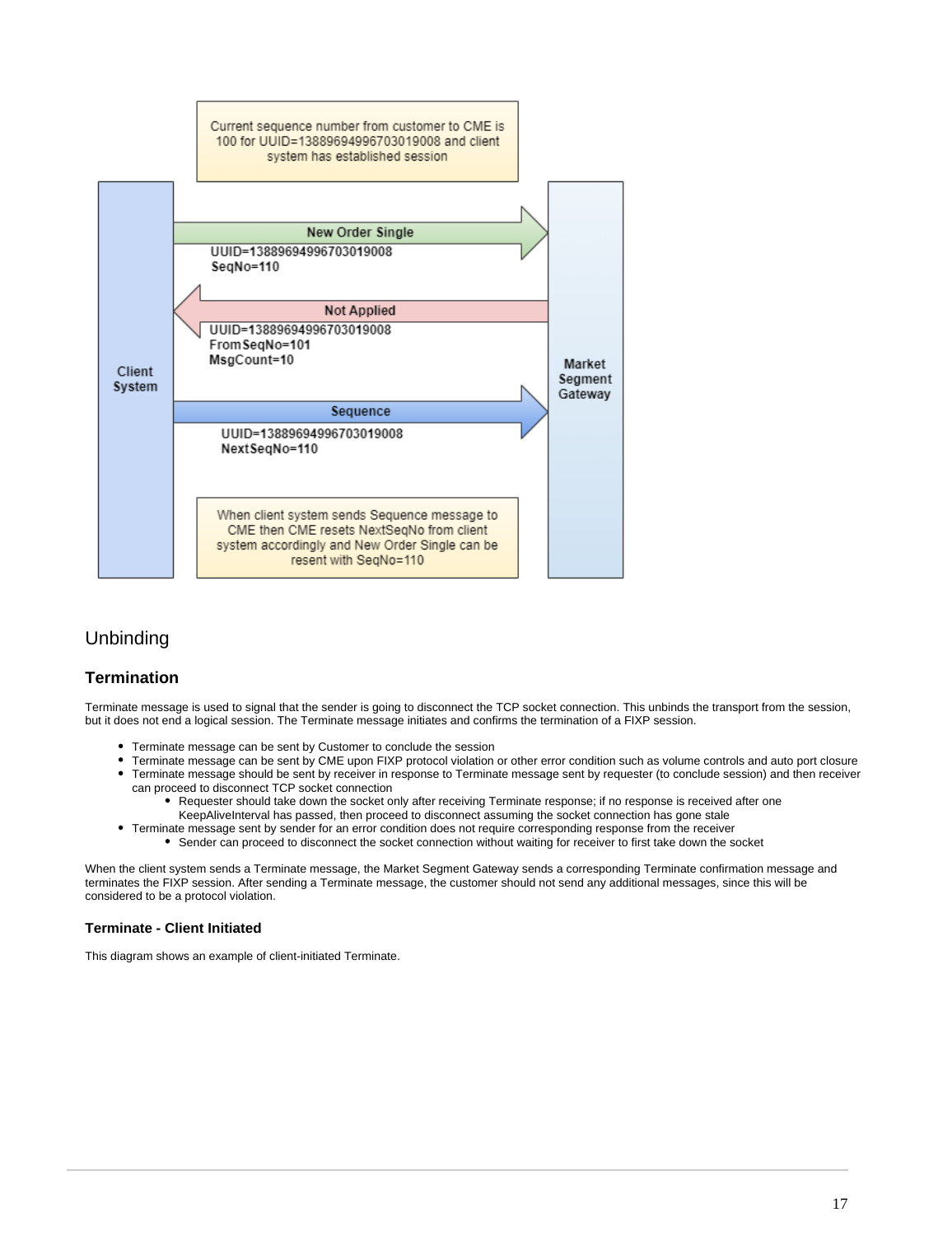Current sequence number from customer to CME is 100 for UUID=13889694996703019008 and client system has established session

Client System

Market Segment Gateway

New Order Single
UUID=13889694996703019008
SeqNo=110

Not Applied
UUID=13889694996703019008
FromSeqNo=101
MsgCount=10

Sequence
UUID=13889694996703019008
NextSeqNo=110

When client system sends Sequence message to CME then CME resets NextSeqNo from client system accordingly and New Order Single can be resent with SeqNo=110

# Unbinding

## Termination

Terminate message is used to signal that the sender is going to disconnect the TCP socket connection. This unbinds the transport from the session, but it does not end a logical session. The Terminate message initiates and confirms the termination of a FIXP session.

- Terminate message can be sent by Customer to conclude the session
- Terminate message can be sent by CME upon FIXP protocol violation or other error condition such as volume controls and auto port closure
- Terminate message should be sent by receiver in response to Terminate message sent by requester (to conclude session) and then receiver can proceed to disconnect TCP socket connection
    - Requester should take down the socket only after receiving Terminate response; if no response is received after one KeepAliveInterval has passed, then proceed to disconnect assuming the socket connection has gone stale
- Terminate message sent by sender for an error condition does not require corresponding response from the receiver
    - Sender can proceed to disconnect the socket connection without waiting for receiver to first take down the socket

When the client system sends a Terminate message, the Market Segment Gateway sends a corresponding Terminate confirmation message and terminates the FIXP session. After sending a Terminate message, the customer should not send any additional messages, since this will be considered to be a protocol violation.

### Terminate - Client Initiated

This diagram shows an example of client-initiated Terminate.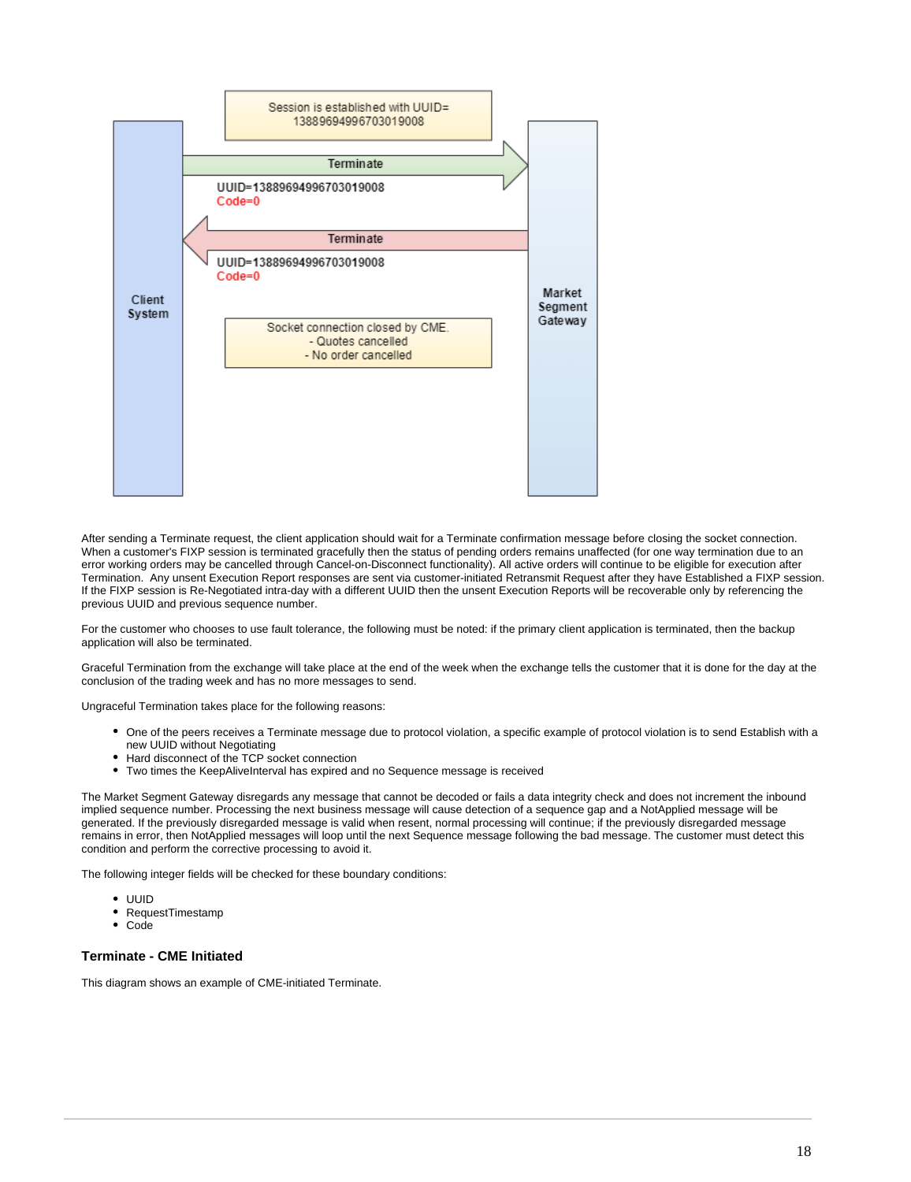Session is established with UUID= 13889694996703019008

Terminate

UUID=13889694996703019008
Code=0

Terminate

UUID=13889694996703019008
Code=0

Client System

Market Segment Gateway

Socket connection closed by CME.
- Quotes cancelled
- No order cancelled

After sending a Terminate request, the client application should wait for a Terminate confirmation message before closing the socket connection. When a customer's FIXP session is terminated gracefully then the status of pending orders remains unaffected (for one way termination due to an error working orders may be cancelled through Cancel-on-Disconnect functionality). All active orders will continue to be eligible for execution after Termination. Any unsent Execution Report responses are sent via customer-initiated Retransmit Request after they have Established a FIXP session. If the FIXP session is Re-Negotiated intra-day with a different UUID then the unsent Execution Reports will be recoverable only by referencing the previous UUID and previous sequence number.

For the customer who chooses to use fault tolerance, the following must be noted: if the primary client application is terminated, then the backup application will also be terminated.

Graceful Termination from the exchange will take place at the end of the week when the exchange tells the customer that it is done for the day at the conclusion of the trading week and has no more messages to send.

Ungraceful Termination takes place for the following reasons:

- One of the peers receives a Terminate message due to protocol violation, a specific example of protocol violation is to send Establish with a new UUID without Negotiating
- Hard disconnect of the TCP socket connection
- Two times the KeepAliveInterval has expired and no Sequence message is received

The Market Segment Gateway disregards any message that cannot be decoded or fails a data integrity check and does not increment the inbound implied sequence number. Processing the next business message will cause detection of a sequence gap and a NotApplied message will be generated. If the previously disregarded message is valid when resent, normal processing will continue; if the previously disregarded message remains in error, then NotApplied messages will loop until the next Sequence message following the bad message. The customer must detect this condition and perform the corrective processing to avoid it.

The following integer fields will be checked for these boundary conditions:

- UUID
- RequestTimestamp
- Code

### Terminate - CME Initiated

This diagram shows an example of CME-initiated Terminate.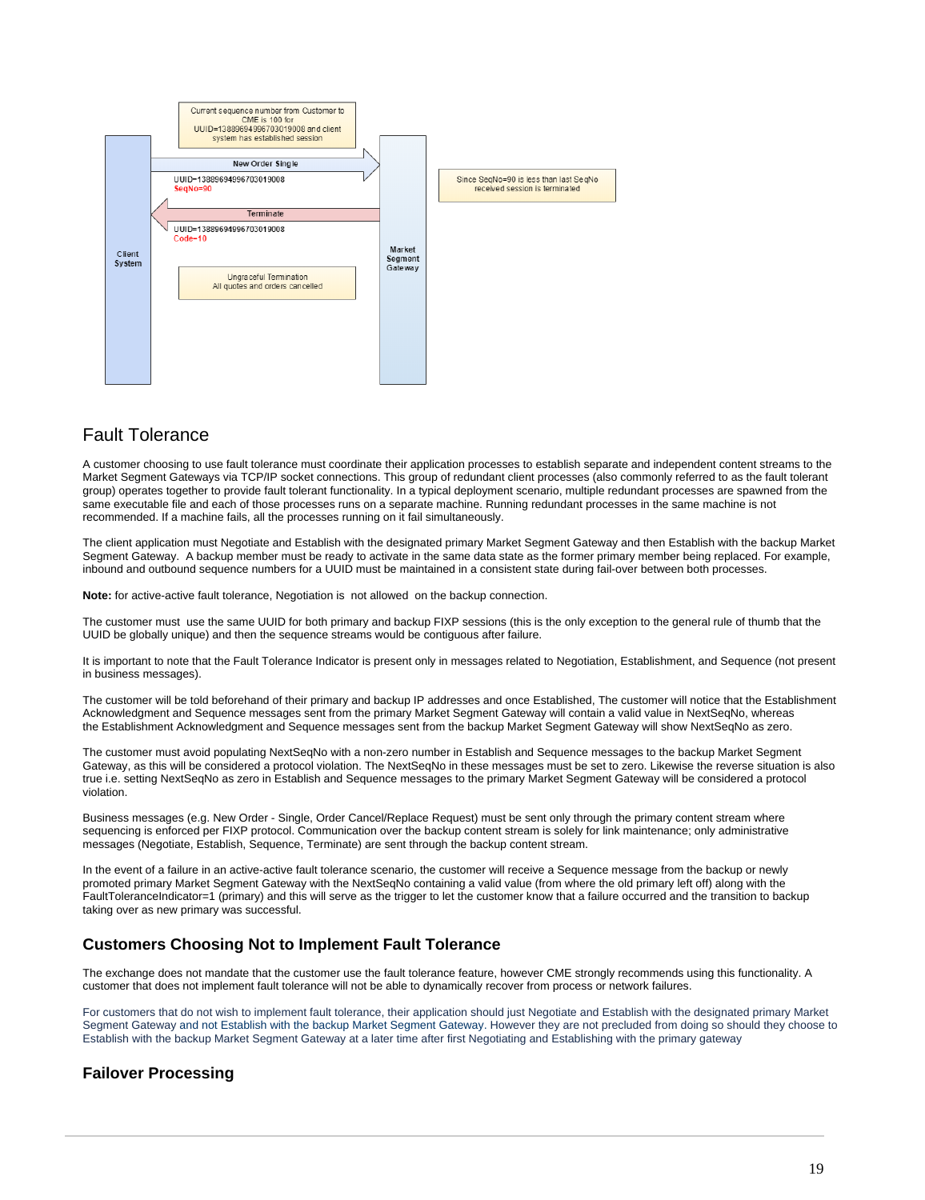Current sequence number from Customer to CME is 100 for UUID=13889694996703019008 and client system has established session

Client System

Market Segment Gateway

New Order Single

UUID=13889694996703019008
SeqNo=90

Since SeqNo=90 is less than last SeqNo received session is terminated

Terminate

UUID=13889694996703019008
Code=10

Ungraceful Termination
All quotes and orders cancelled

## Fault Tolerance

A customer choosing to use fault tolerance must coordinate their application processes to establish separate and independent content streams to the Market Segment Gateways via TCP/IP socket connections. This group of redundant client processes (also commonly referred to as the fault tolerant group) operates together to provide fault tolerant functionality. In a typical deployment scenario, multiple redundant processes are spawned from the same executable file and each of those processes runs on a separate machine. Running redundant processes in the same machine is not recommended. If a machine fails, all the processes running on it fail simultaneously.

The client application must Negotiate and Establish with the designated primary Market Segment Gateway and then Establish with the backup Market Segment Gateway. A backup member must be ready to activate in the same data state as the former primary member being replaced. For example, inbound and outbound sequence numbers for a UUID must be maintained in a consistent state during fail-over between both processes.

**Note:** for active-active fault tolerance, Negotiation is not allowed on the backup connection.

The customer must use the same UUID for both primary and backup FIXP sessions (this is the only exception to the general rule of thumb that the UUID be globally unique) and then the sequence streams would be contiguous after failure.

It is important to note that the Fault Tolerance Indicator is present only in messages related to Negotiation, Establishment, and Sequence (not present in business messages).

The customer will be told beforehand of their primary and backup IP addresses and once Established, The customer will notice that the Establishment Acknowledgment and Sequence messages sent from the primary Market Segment Gateway will contain a valid value in NextSeqNo, whereas the Establishment Acknowledgment and Sequence messages sent from the backup Market Segment Gateway will show NextSeqNo as zero.

The customer must avoid populating NextSeqNo with a non-zero number in Establish and Sequence messages to the backup Market Segment Gateway, as this will be considered a protocol violation. The NextSeqNo in these messages must be set to zero. Likewise the reverse situation is also true i.e. setting NextSeqNo as zero in Establish and Sequence messages to the primary Market Segment Gateway will be considered a protocol violation.

Business messages (e.g. New Order - Single, Order Cancel/Replace Request) must be sent only through the primary content stream where sequencing is enforced per FIXP protocol. Communication over the backup content stream is solely for link maintenance; only administrative messages (Negotiate, Establish, Sequence, Terminate) are sent through the backup content stream.

In the event of a failure in an active-active fault tolerance scenario, the customer will receive a Sequence message from the backup or newly promoted primary Market Segment Gateway with the NextSeqNo containing a valid value (from where the old primary left off) along with the FaultToleranceIndicator=1 (primary) and this will serve as the trigger to let the customer know that a failure occurred and the transition to backup taking over as new primary was successful.

### Customers Choosing Not to Implement Fault Tolerance

The exchange does not mandate that the customer use the fault tolerance feature, however CME strongly recommends using this functionality. A customer that does not implement fault tolerance will not be able to dynamically recover from process or network failures.

For customers that do not wish to implement fault tolerance, their application should just Negotiate and Establish with the designated primary Market Segment Gateway and not Establish with the backup Market Segment Gateway. However they are not precluded from doing so should they choose to Establish with the backup Market Segment Gateway at a later time after first Negotiating and Establishing with the primary gateway

### Failover Processing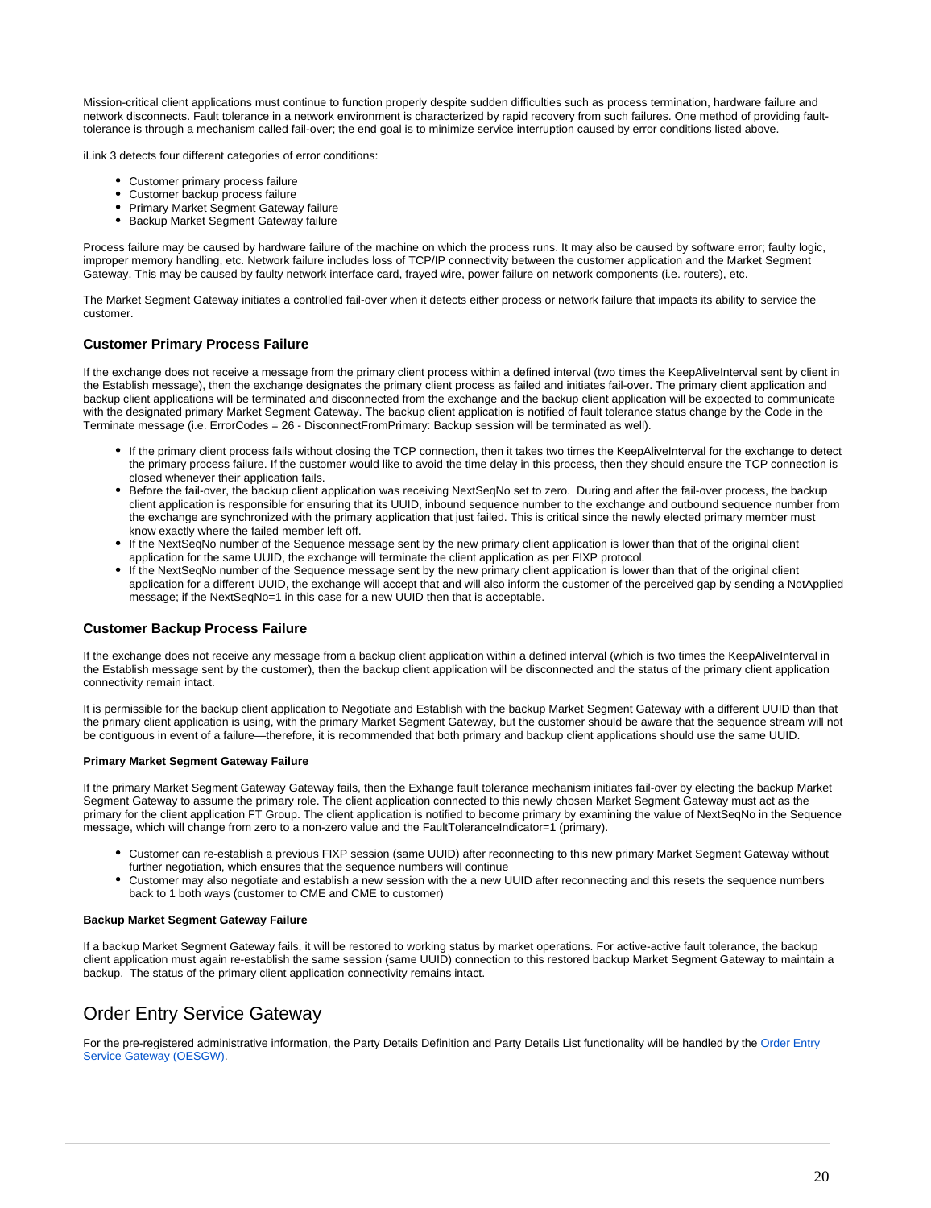Mission-critical client applications must continue to function properly despite sudden difficulties such as process termination, hardware failure and network disconnects. Fault tolerance in a network environment is characterized by rapid recovery from such failures. One method of providing fault-tolerance is through a mechanism called fail-over; the end goal is to minimize service interruption caused by error conditions listed above.

iLink 3 detects four different categories of error conditions:

- Customer primary process failure
- Customer backup process failure
- Primary Market Segment Gateway failure
- Backup Market Segment Gateway failure

Process failure may be caused by hardware failure of the machine on which the process runs. It may also be caused by software error; faulty logic, improper memory handling, etc. Network failure includes loss of TCP/IP connectivity between the customer application and the Market Segment Gateway. This may be caused by faulty network interface card, frayed wire, power failure on network components (i.e. routers), etc.

The Market Segment Gateway initiates a controlled fail-over when it detects either process or network failure that impacts its ability to service the customer.

### Customer Primary Process Failure

If the exchange does not receive a message from the primary client process within a defined interval (two times the KeepAliveInterval sent by client in the Establish message), then the exchange designates the primary client process as failed and initiates fail-over. The primary client application and backup client applications will be terminated and disconnected from the exchange and the backup client application will be expected to communicate with the designated primary Market Segment Gateway. The backup client application is notified of fault tolerance status change by the Code in the Terminate message (i.e. ErrorCodes = 26 - DisconnectFromPrimary: Backup session will be terminated as well).

- If the primary client process fails without closing the TCP connection, then it takes two times the KeepAliveInterval for the exchange to detect the primary process failure. If the customer would like to avoid the time delay in this process, then they should ensure the TCP connection is closed whenever their application fails.
- Before the fail-over, the backup client application was receiving NextSeqNo set to zero. During and after the fail-over process, the backup client application is responsible for ensuring that its UUID, inbound sequence number to the exchange and outbound sequence number from the exchange are synchronized with the primary application that just failed. This is critical since the newly elected primary member must know exactly where the failed member left off.
- If the NextSeqNo number of the Sequence message sent by the new primary client application is lower than that of the original client application for the same UUID, the exchange will terminate the client application as per FIXP protocol.
- If the NextSeqNo number of the Sequence message sent by the new primary client application is lower than that of the original client application for a different UUID, the exchange will accept that and will also inform the customer of the perceived gap by sending a NotApplied message; if the NextSeqNo=1 in this case for a new UUID then that is acceptable.

### Customer Backup Process Failure

If the exchange does not receive any message from a backup client application within a defined interval (which is two times the KeepAliveInterval in the Establish message sent by the customer), then the backup client application will be disconnected and the status of the primary client application connectivity remain intact.

It is permissible for the backup client application to Negotiate and Establish with the backup Market Segment Gateway with a different UUID than that the primary client application is using, with the primary Market Segment Gateway, but the customer should be aware that the sequence stream will not be contiguous in event of a failure—therefore, it is recommended that both primary and backup client applications should use the same UUID.

#### Primary Market Segment Gateway Failure

If the primary Market Segment Gateway Gateway fails, then the Exhange fault tolerance mechanism initiates fail-over by electing the backup Market Segment Gateway to assume the primary role. The client application connected to this newly chosen Market Segment Gateway must act as the primary for the client application FT Group. The client application is notified to become primary by examining the value of NextSeqNo in the Sequence message, which will change from zero to a non-zero value and the FaultToleranceIndicator=1 (primary).

- Customer can re-establish a previous FIXP session (same UUID) after reconnecting to this new primary Market Segment Gateway without further negotiation, which ensures that the sequence numbers will continue
- Customer may also negotiate and establish a new session with the a new UUID after reconnecting and this resets the sequence numbers back to 1 both ways (customer to CME and CME to customer)

#### Backup Market Segment Gateway Failure

If a backup Market Segment Gateway fails, it will be restored to working status by market operations. For active-active fault tolerance, the backup client application must again re-establish the same session (same UUID) connection to this restored backup Market Segment Gateway to maintain a backup. The status of the primary client application connectivity remains intact.

## Order Entry Service Gateway

For the pre-registered administrative information, the Party Details Definition and Party Details List functionality will be handled by the Order Entry Service Gateway (OESGW).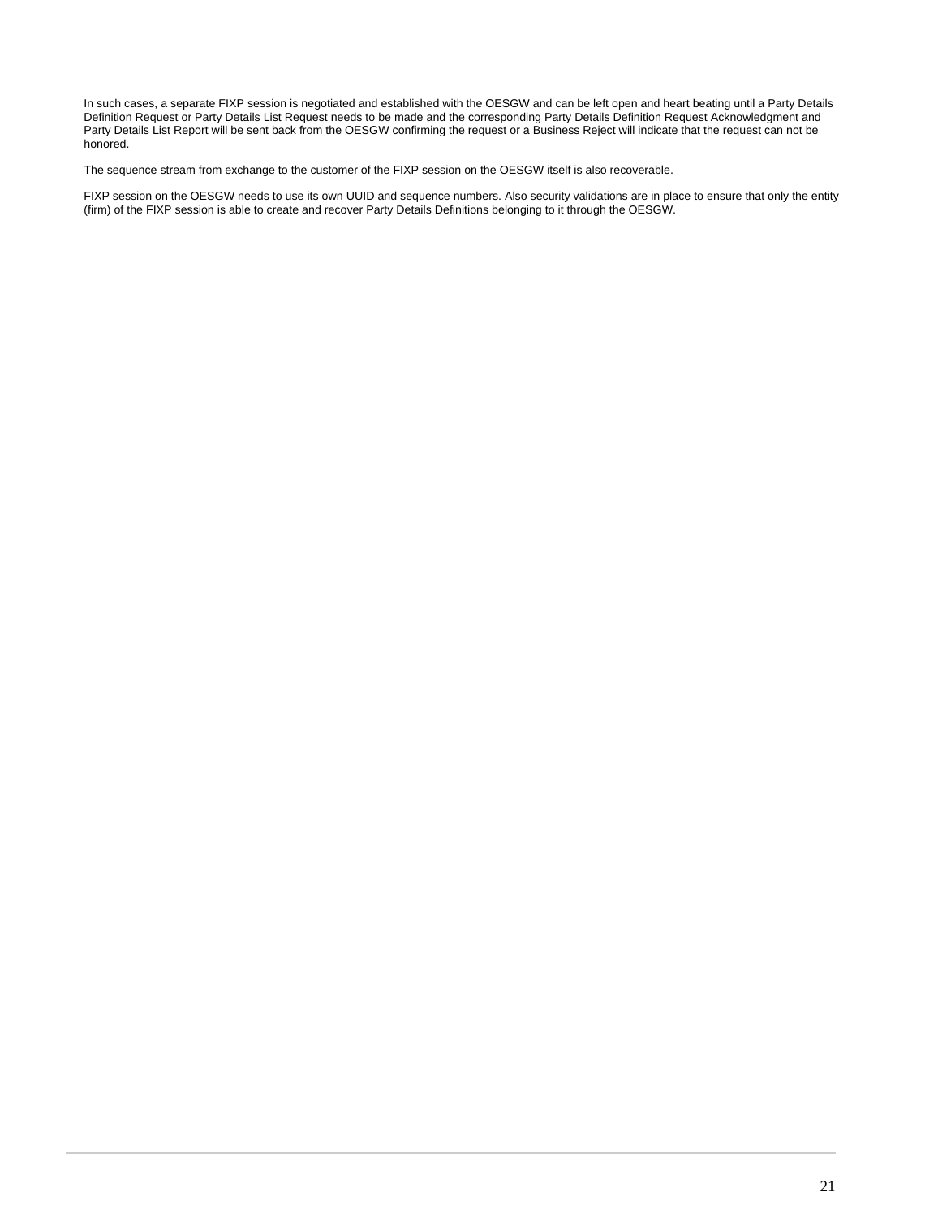In such cases, a separate FIXP session is negotiated and established with the OESGW and can be left open and heart beating until a Party Details Definition Request or Party Details List Request needs to be made and the corresponding Party Details Definition Request Acknowledgment and Party Details List Report will be sent back from the OESGW confirming the request or a Business Reject will indicate that the request can not be honored.

The sequence stream from exchange to the customer of the FIXP session on the OESGW itself is also recoverable.

FIXP session on the OESGW needs to use its own UUID and sequence numbers. Also security validations are in place to ensure that only the entity (firm) of the FIXP session is able to create and recover Party Details Definitions belonging to it through the OESGW.